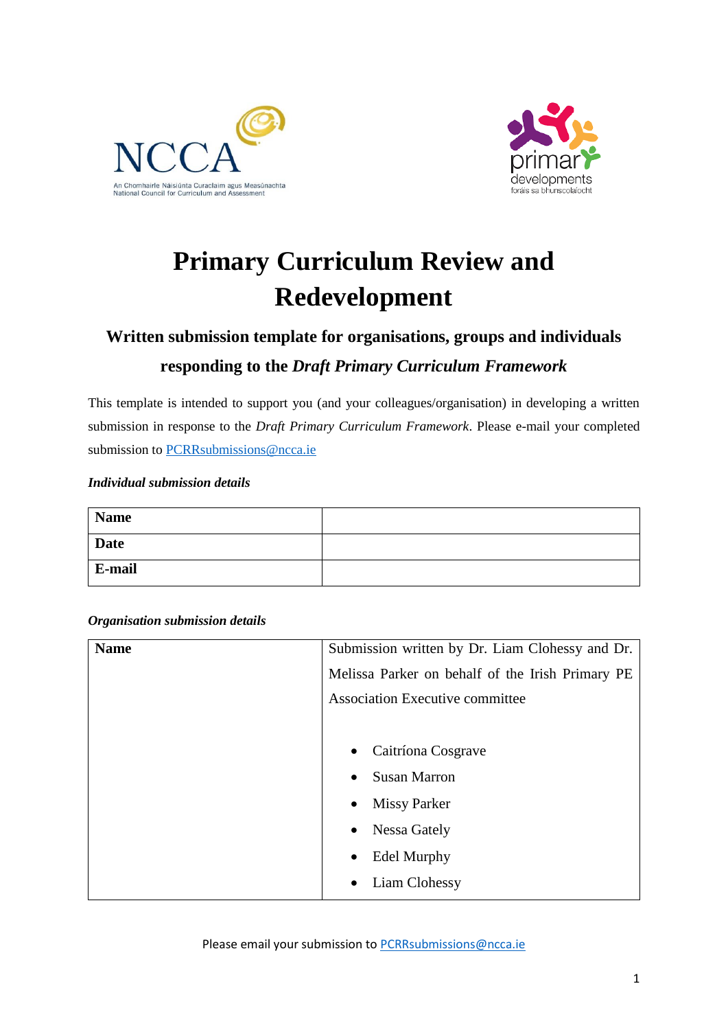# Primary Curriculum Review and Redevelopment

## Written submission template for organisations, groups and individuals responding to the *Draft Primary Curriculum Framework*

This template is intended to support you (and your colleagues/organisation) in developing a written submission in response to the *Draft Primary Curriculum Framework*. Please e-mail your completed submission to PCRRsubmissions@ncca.ie

***Individual submission details***

| **Name** | |
|---|---|
| **Date** | |
| **E-mail** | |

***Organisation submission details***

| **Name** | Submission written by Dr. Liam Clohessy and Dr. Melissa Parker on behalf of the Irish Primary PE Association Executive committee<br><br>• Caitríona Cosgrave<br>• Susan Marron<br>• Missy Parker<br>• Nessa Gately<br>• Edel Murphy<br>• Liam Clohessy |
|---|---|

Please email your submission to PCRRsubmissions@ncca.ie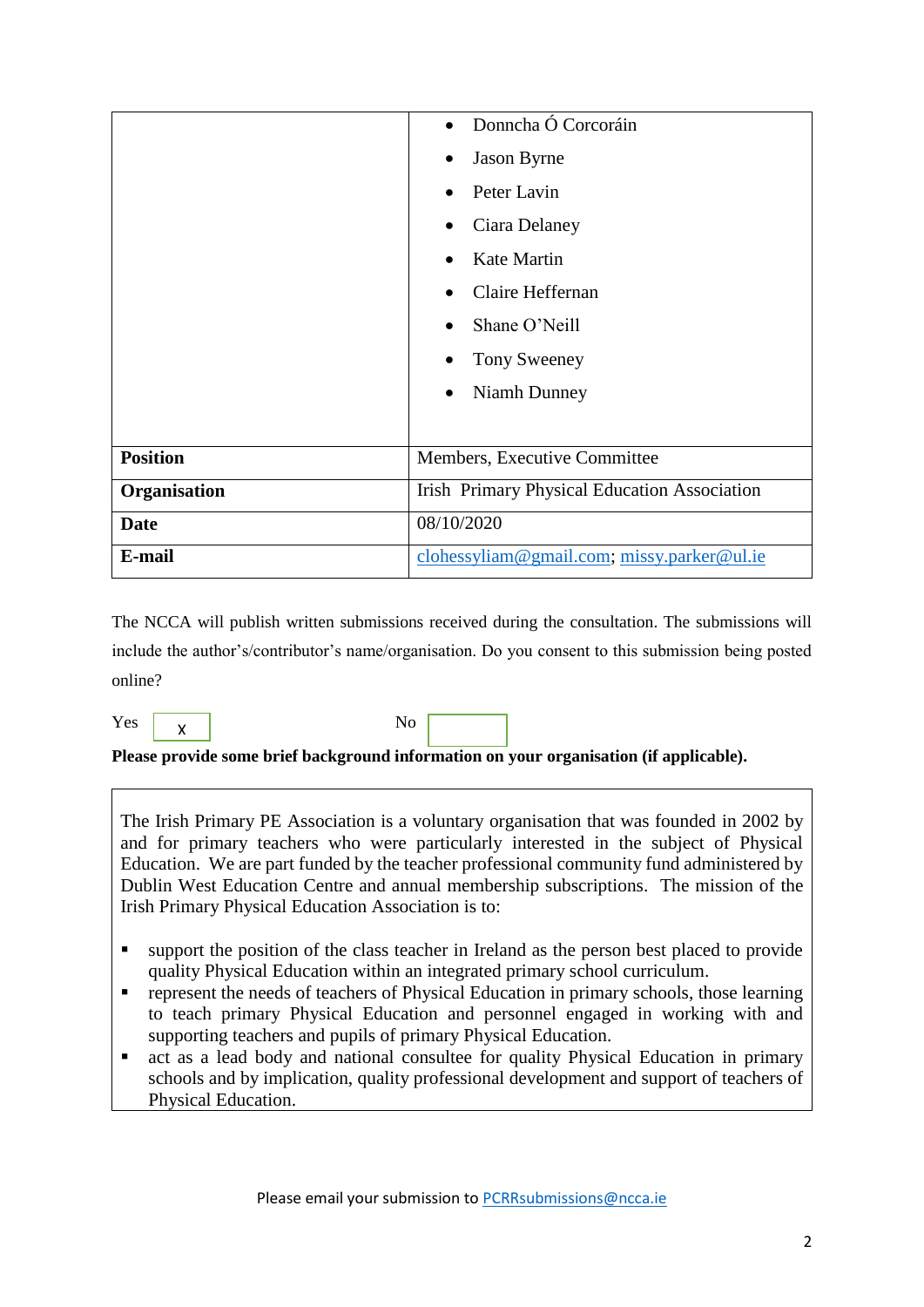| | |
|---|---|
| | • Donncha Ó Corcoráin<br>• Jason Byrne<br>• Peter Lavin<br>• Ciara Delaney<br>• Kate Martin<br>• Claire Heffernan<br>• Shane O'Neill<br>• Tony Sweeney<br>• Niamh Dunney |
| **Position** | Members, Executive Committee |
| **Organisation** | Irish Primary Physical Education Association |
| **Date** | 08/10/2020 |
| **E-mail** | clohessyliam@gmail.com; missy.parker@ul.ie |

The NCCA will publish written submissions received during the consultation. The submissions will include the author's/contributor's name/organisation. Do you consent to this submission being posted online?

Yes [x] No [ ]

**Please provide some brief background information on your organisation (if applicable).**

The Irish Primary PE Association is a voluntary organisation that was founded in 2002 by and for primary teachers who were particularly interested in the subject of Physical Education. We are part funded by the teacher professional community fund administered by Dublin West Education Centre and annual membership subscriptions. The mission of the Irish Primary Physical Education Association is to:

- support the position of the class teacher in Ireland as the person best placed to provide quality Physical Education within an integrated primary school curriculum.
- represent the needs of teachers of Physical Education in primary schools, those learning to teach primary Physical Education and personnel engaged in working with and supporting teachers and pupils of primary Physical Education.
- act as a lead body and national consultee for quality Physical Education in primary schools and by implication, quality professional development and support of teachers of Physical Education.

Please email your submission to PCRRsubmissions@ncca.ie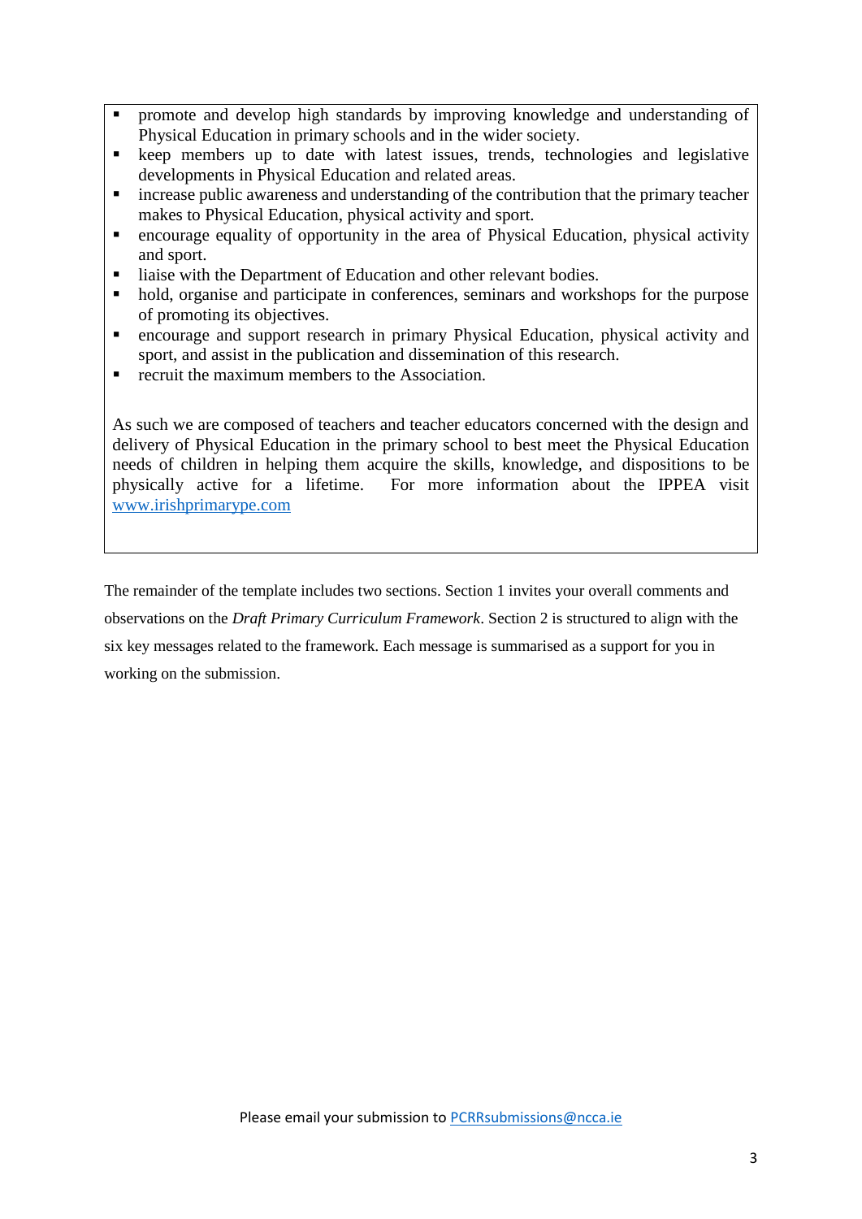- promote and develop high standards by improving knowledge and understanding of Physical Education in primary schools and in the wider society.
- keep members up to date with latest issues, trends, technologies and legislative developments in Physical Education and related areas.
- increase public awareness and understanding of the contribution that the primary teacher makes to Physical Education, physical activity and sport.
- encourage equality of opportunity in the area of Physical Education, physical activity and sport.
- liaise with the Department of Education and other relevant bodies.
- hold, organise and participate in conferences, seminars and workshops for the purpose of promoting its objectives.
- encourage and support research in primary Physical Education, physical activity and sport, and assist in the publication and dissemination of this research.
- recruit the maximum members to the Association.

As such we are composed of teachers and teacher educators concerned with the design and delivery of Physical Education in the primary school to best meet the Physical Education needs of children in helping them acquire the skills, knowledge, and dispositions to be physically active for a lifetime. For more information about the IPPEA visit [www.irishprimarype.com](http://www.irishprimarype.com)

The remainder of the template includes two sections. Section 1 invites your overall comments and observations on the *Draft Primary Curriculum Framework*. Section 2 is structured to align with the six key messages related to the framework. Each message is summarised as a support for you in working on the submission.

Please email your submission to [PCRRsubmissions@ncca.ie](mailto:PCRRsubmissions@ncca.ie)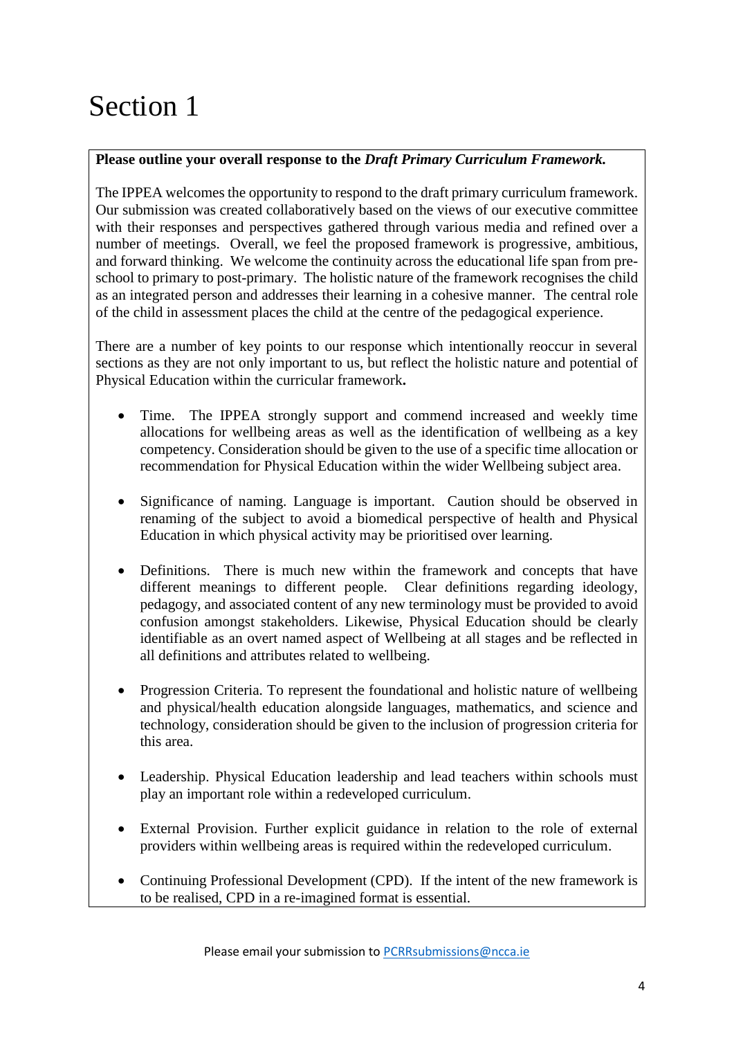# Section 1

**Please outline your overall response to the *Draft Primary Curriculum Framework.***

The IPPEA welcomes the opportunity to respond to the draft primary curriculum framework. Our submission was created collaboratively based on the views of our executive committee with their responses and perspectives gathered through various media and refined over a number of meetings. Overall, we feel the proposed framework is progressive, ambitious, and forward thinking. We welcome the continuity across the educational life span from pre-school to primary to post-primary. The holistic nature of the framework recognises the child as an integrated person and addresses their learning in a cohesive manner. The central role of the child in assessment places the child at the centre of the pedagogical experience.

There are a number of key points to our response which intentionally reoccur in several sections as they are not only important to us, but reflect the holistic nature and potential of Physical Education within the curricular framework**.**

- Time. The IPPEA strongly support and commend increased and weekly time allocations for wellbeing areas as well as the identification of wellbeing as a key competency. Consideration should be given to the use of a specific time allocation or recommendation for Physical Education within the wider Wellbeing subject area.

- Significance of naming. Language is important. Caution should be observed in renaming of the subject to avoid a biomedical perspective of health and Physical Education in which physical activity may be prioritised over learning.

- Definitions. There is much new within the framework and concepts that have different meanings to different people. Clear definitions regarding ideology, pedagogy, and associated content of any new terminology must be provided to avoid confusion amongst stakeholders. Likewise, Physical Education should be clearly identifiable as an overt named aspect of Wellbeing at all stages and be reflected in all definitions and attributes related to wellbeing.

- Progression Criteria. To represent the foundational and holistic nature of wellbeing and physical/health education alongside languages, mathematics, and science and technology, consideration should be given to the inclusion of progression criteria for this area.

- Leadership. Physical Education leadership and lead teachers within schools must play an important role within a redeveloped curriculum.

- External Provision. Further explicit guidance in relation to the role of external providers within wellbeing areas is required within the redeveloped curriculum.

- Continuing Professional Development (CPD). If the intent of the new framework is to be realised, CPD in a re-imagined format is essential.

Please email your submission to PCRRsubmissions@ncca.ie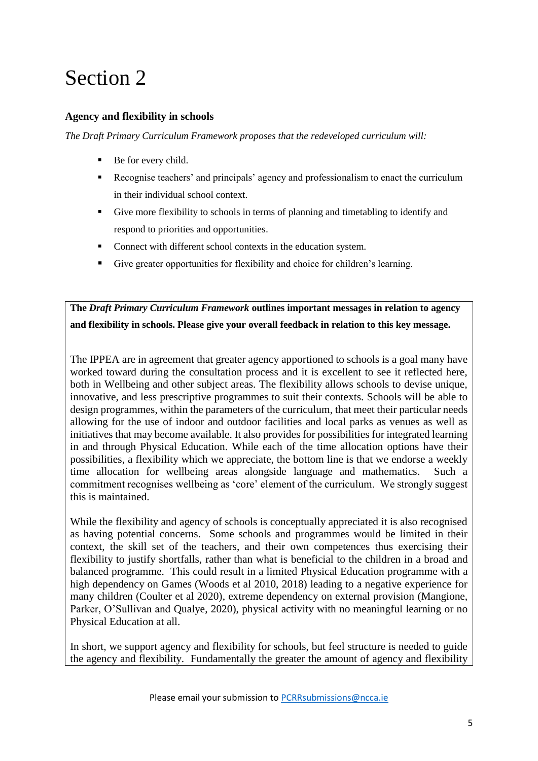# Section 2

### Agency and flexibility in schools

*The Draft Primary Curriculum Framework proposes that the redeveloped curriculum will:*

- Be for every child.
- Recognise teachers' and principals' agency and professionalism to enact the curriculum in their individual school context.
- Give more flexibility to schools in terms of planning and timetabling to identify and respond to priorities and opportunities.
- Connect with different school contexts in the education system.
- Give greater opportunities for flexibility and choice for children's learning.

**The *Draft Primary Curriculum Framework* outlines important messages in relation to agency and flexibility in schools. Please give your overall feedback in relation to this key message.**

The IPPEA are in agreement that greater agency apportioned to schools is a goal many have worked toward during the consultation process and it is excellent to see it reflected here, both in Wellbeing and other subject areas. The flexibility allows schools to devise unique, innovative, and less prescriptive programmes to suit their contexts. Schools will be able to design programmes, within the parameters of the curriculum, that meet their particular needs allowing for the use of indoor and outdoor facilities and local parks as venues as well as initiatives that may become available. It also provides for possibilities for integrated learning in and through Physical Education. While each of the time allocation options have their possibilities, a flexibility which we appreciate, the bottom line is that we endorse a weekly time allocation for wellbeing areas alongside language and mathematics. Such a commitment recognises wellbeing as 'core' element of the curriculum. We strongly suggest this is maintained.

While the flexibility and agency of schools is conceptually appreciated it is also recognised as having potential concerns. Some schools and programmes would be limited in their context, the skill set of the teachers, and their own competences thus exercising their flexibility to justify shortfalls, rather than what is beneficial to the children in a broad and balanced programme. This could result in a limited Physical Education programme with a high dependency on Games (Woods et al 2010, 2018) leading to a negative experience for many children (Coulter et al 2020), extreme dependency on external provision (Mangione, Parker, O'Sullivan and Qualye, 2020), physical activity with no meaningful learning or no Physical Education at all.

In short, we support agency and flexibility for schools, but feel structure is needed to guide the agency and flexibility. Fundamentally the greater the amount of agency and flexibility

Please email your submission to PCRRsubmissions@ncca.ie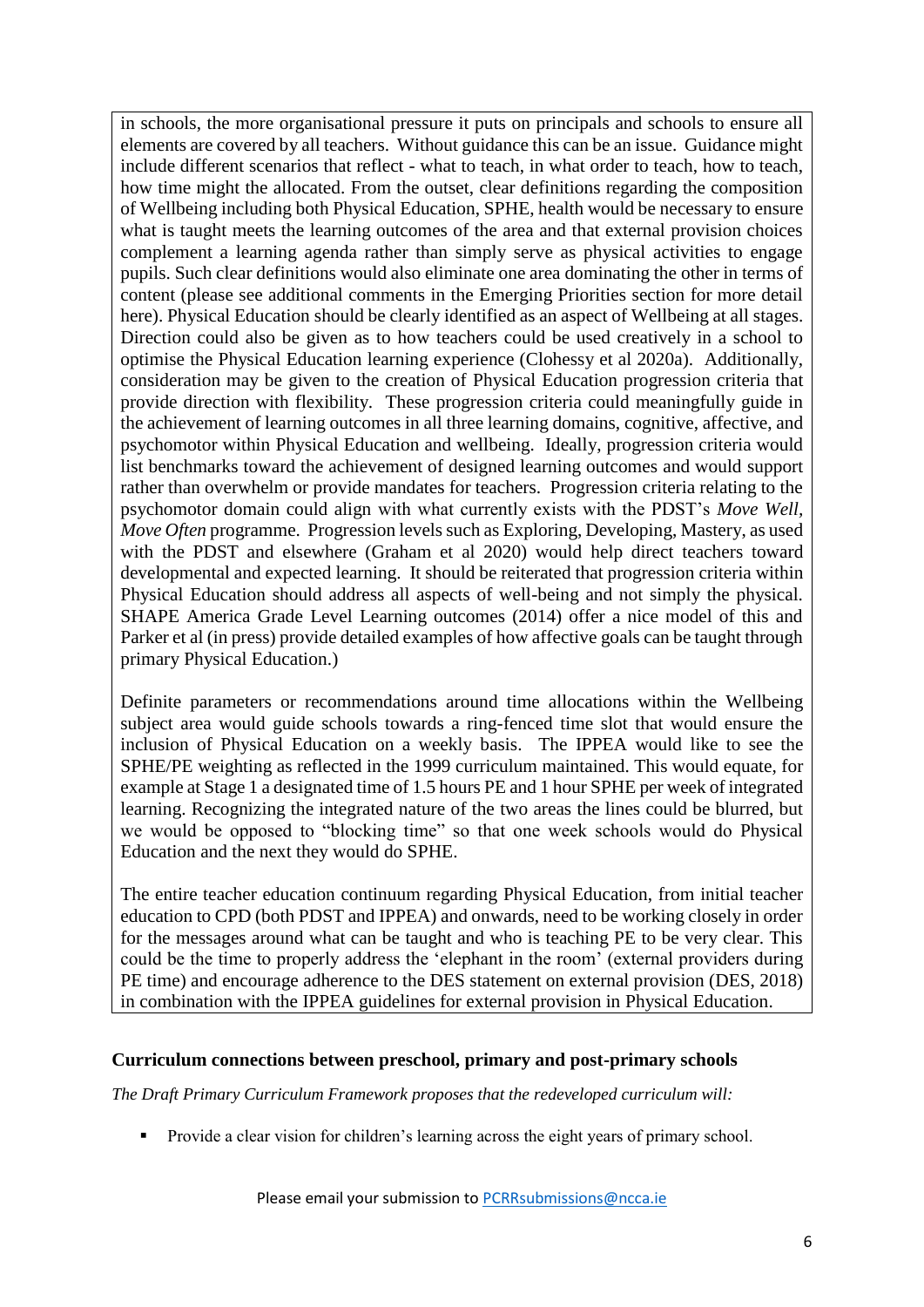in schools, the more organisational pressure it puts on principals and schools to ensure all elements are covered by all teachers. Without guidance this can be an issue. Guidance might include different scenarios that reflect - what to teach, in what order to teach, how to teach, how time might the allocated. From the outset, clear definitions regarding the composition of Wellbeing including both Physical Education, SPHE, health would be necessary to ensure what is taught meets the learning outcomes of the area and that external provision choices complement a learning agenda rather than simply serve as physical activities to engage pupils. Such clear definitions would also eliminate one area dominating the other in terms of content (please see additional comments in the Emerging Priorities section for more detail here). Physical Education should be clearly identified as an aspect of Wellbeing at all stages. Direction could also be given as to how teachers could be used creatively in a school to optimise the Physical Education learning experience (Clohessy et al 2020a). Additionally, consideration may be given to the creation of Physical Education progression criteria that provide direction with flexibility. These progression criteria could meaningfully guide in the achievement of learning outcomes in all three learning domains, cognitive, affective, and psychomotor within Physical Education and wellbeing. Ideally, progression criteria would list benchmarks toward the achievement of designed learning outcomes and would support rather than overwhelm or provide mandates for teachers. Progression criteria relating to the psychomotor domain could align with what currently exists with the PDST's *Move Well, Move Often* programme. Progression levels such as Exploring, Developing, Mastery, as used with the PDST and elsewhere (Graham et al 2020) would help direct teachers toward developmental and expected learning. It should be reiterated that progression criteria within Physical Education should address all aspects of well-being and not simply the physical. SHAPE America Grade Level Learning outcomes (2014) offer a nice model of this and Parker et al (in press) provide detailed examples of how affective goals can be taught through primary Physical Education.)

Definite parameters or recommendations around time allocations within the Wellbeing subject area would guide schools towards a ring-fenced time slot that would ensure the inclusion of Physical Education on a weekly basis. The IPPEA would like to see the SPHE/PE weighting as reflected in the 1999 curriculum maintained. This would equate, for example at Stage 1 a designated time of 1.5 hours PE and 1 hour SPHE per week of integrated learning. Recognizing the integrated nature of the two areas the lines could be blurred, but we would be opposed to "blocking time" so that one week schools would do Physical Education and the next they would do SPHE.

The entire teacher education continuum regarding Physical Education, from initial teacher education to CPD (both PDST and IPPEA) and onwards, need to be working closely in order for the messages around what can be taught and who is teaching PE to be very clear. This could be the time to properly address the 'elephant in the room' (external providers during PE time) and encourage adherence to the DES statement on external provision (DES, 2018) in combination with the IPPEA guidelines for external provision in Physical Education.

## Curriculum connections between preschool, primary and post-primary schools

*The Draft Primary Curriculum Framework proposes that the redeveloped curriculum will:*

- Provide a clear vision for children's learning across the eight years of primary school.

Please email your submission to PCRRsubmissions@ncca.ie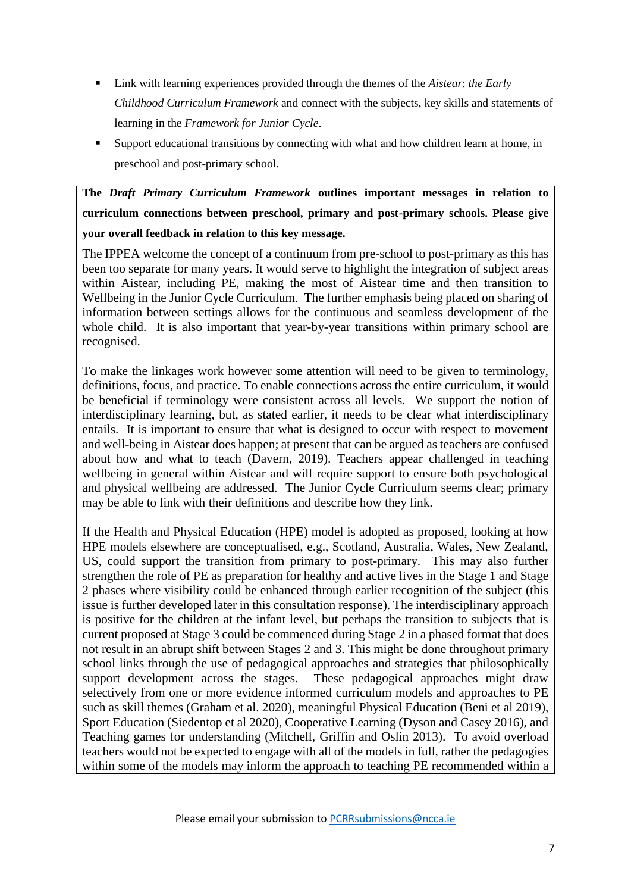- Link with learning experiences provided through the themes of the *Aistear*: *the Early Childhood Curriculum Framework* and connect with the subjects, key skills and statements of learning in the *Framework for Junior Cycle*.
- Support educational transitions by connecting with what and how children learn at home, in preschool and post-primary school.

**The *Draft Primary Curriculum Framework* outlines important messages in relation to curriculum connections between preschool, primary and post-primary schools. Please give your overall feedback in relation to this key message.**

The IPPEA welcome the concept of a continuum from pre-school to post-primary as this has been too separate for many years. It would serve to highlight the integration of subject areas within Aistear, including PE, making the most of Aistear time and then transition to Wellbeing in the Junior Cycle Curriculum. The further emphasis being placed on sharing of information between settings allows for the continuous and seamless development of the whole child. It is also important that year-by-year transitions within primary school are recognised.

To make the linkages work however some attention will need to be given to terminology, definitions, focus, and practice. To enable connections across the entire curriculum, it would be beneficial if terminology were consistent across all levels. We support the notion of interdisciplinary learning, but, as stated earlier, it needs to be clear what interdisciplinary entails. It is important to ensure that what is designed to occur with respect to movement and well-being in Aistear does happen; at present that can be argued as teachers are confused about how and what to teach (Davern, 2019). Teachers appear challenged in teaching wellbeing in general within Aistear and will require support to ensure both psychological and physical wellbeing are addressed. The Junior Cycle Curriculum seems clear; primary may be able to link with their definitions and describe how they link.

If the Health and Physical Education (HPE) model is adopted as proposed, looking at how HPE models elsewhere are conceptualised, e.g., Scotland, Australia, Wales, New Zealand, US, could support the transition from primary to post-primary. This may also further strengthen the role of PE as preparation for healthy and active lives in the Stage 1 and Stage 2 phases where visibility could be enhanced through earlier recognition of the subject (this issue is further developed later in this consultation response). The interdisciplinary approach is positive for the children at the infant level, but perhaps the transition to subjects that is current proposed at Stage 3 could be commenced during Stage 2 in a phased format that does not result in an abrupt shift between Stages 2 and 3. This might be done throughout primary school links through the use of pedagogical approaches and strategies that philosophically support development across the stages. These pedagogical approaches might draw selectively from one or more evidence informed curriculum models and approaches to PE such as skill themes (Graham et al. 2020), meaningful Physical Education (Beni et al 2019), Sport Education (Siedentop et al 2020), Cooperative Learning (Dyson and Casey 2016), and Teaching games for understanding (Mitchell, Griffin and Oslin 2013). To avoid overload teachers would not be expected to engage with all of the models in full, rather the pedagogies within some of the models may inform the approach to teaching PE recommended within a

Please email your submission to PCRRsubmissions@ncca.ie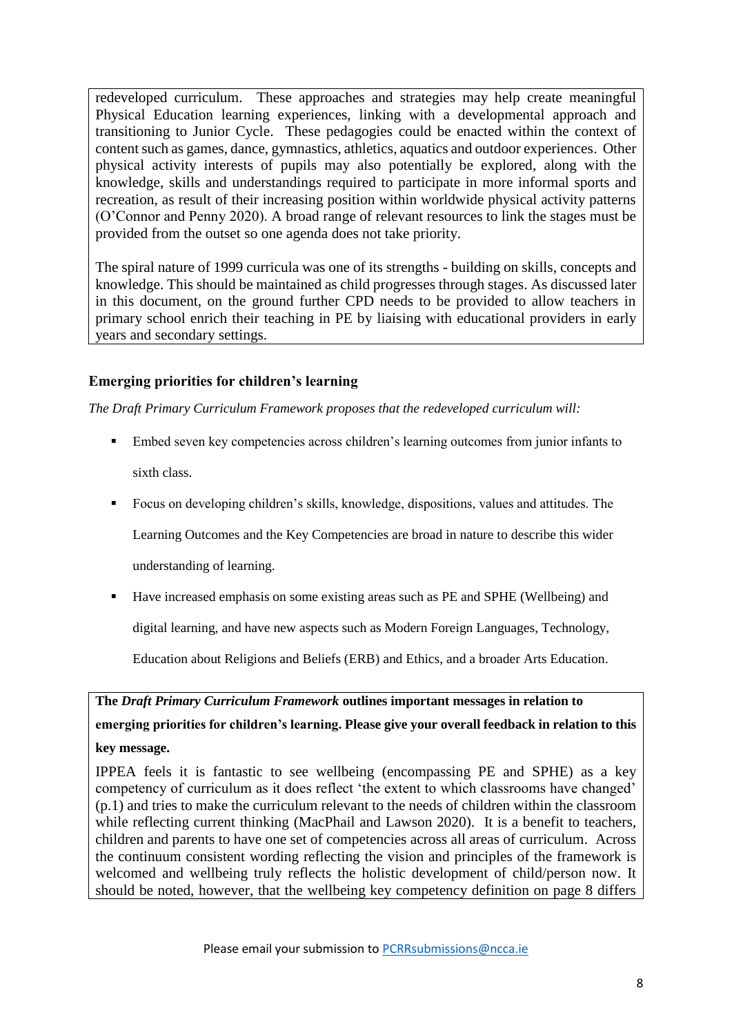redeveloped curriculum. These approaches and strategies may help create meaningful Physical Education learning experiences, linking with a developmental approach and transitioning to Junior Cycle. These pedagogies could be enacted within the context of content such as games, dance, gymnastics, athletics, aquatics and outdoor experiences. Other physical activity interests of pupils may also potentially be explored, along with the knowledge, skills and understandings required to participate in more informal sports and recreation, as result of their increasing position within worldwide physical activity patterns (O'Connor and Penny 2020). A broad range of relevant resources to link the stages must be provided from the outset so one agenda does not take priority.

The spiral nature of 1999 curricula was one of its strengths - building on skills, concepts and knowledge. This should be maintained as child progresses through stages. As discussed later in this document, on the ground further CPD needs to be provided to allow teachers in primary school enrich their teaching in PE by liaising with educational providers in early years and secondary settings.

### Emerging priorities for children's learning

*The Draft Primary Curriculum Framework proposes that the redeveloped curriculum will:*

- Embed seven key competencies across children's learning outcomes from junior infants to sixth class.
- Focus on developing children's skills, knowledge, dispositions, values and attitudes. The Learning Outcomes and the Key Competencies are broad in nature to describe this wider understanding of learning.
- Have increased emphasis on some existing areas such as PE and SPHE (Wellbeing) and digital learning, and have new aspects such as Modern Foreign Languages, Technology, Education about Religions and Beliefs (ERB) and Ethics, and a broader Arts Education.

**The *Draft Primary Curriculum Framework* outlines important messages in relation to emerging priorities for children's learning. Please give your overall feedback in relation to this key message.**

IPPEA feels it is fantastic to see wellbeing (encompassing PE and SPHE) as a key competency of curriculum as it does reflect 'the extent to which classrooms have changed' (p.1) and tries to make the curriculum relevant to the needs of children within the classroom while reflecting current thinking (MacPhail and Lawson 2020). It is a benefit to teachers, children and parents to have one set of competencies across all areas of curriculum. Across the continuum consistent wording reflecting the vision and principles of the framework is welcomed and wellbeing truly reflects the holistic development of child/person now. It should be noted, however, that the wellbeing key competency definition on page 8 differs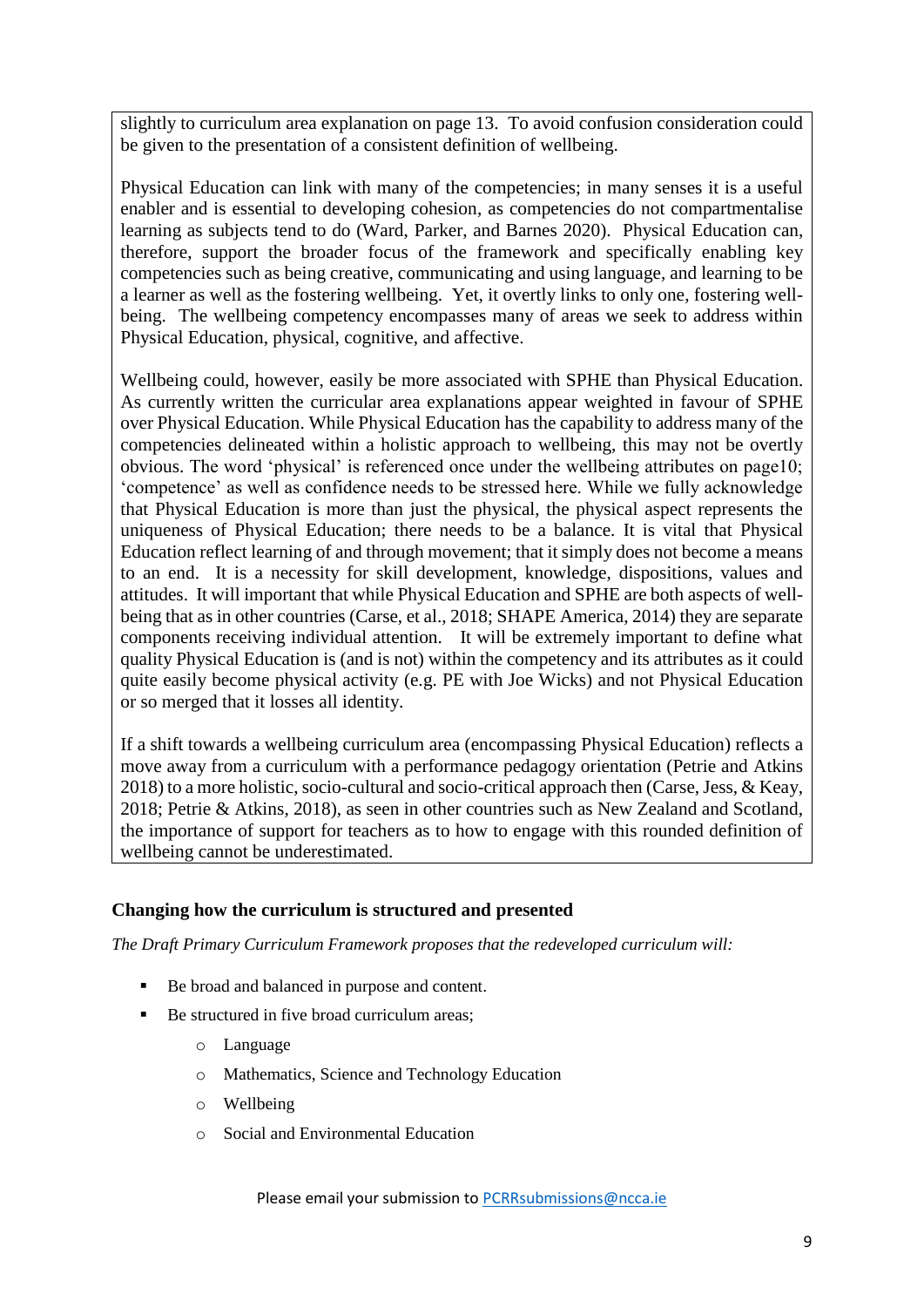slightly to curriculum area explanation on page 13. To avoid confusion consideration could be given to the presentation of a consistent definition of wellbeing.

Physical Education can link with many of the competencies; in many senses it is a useful enabler and is essential to developing cohesion, as competencies do not compartmentalise learning as subjects tend to do (Ward, Parker, and Barnes 2020). Physical Education can, therefore, support the broader focus of the framework and specifically enabling key competencies such as being creative, communicating and using language, and learning to be a learner as well as the fostering wellbeing. Yet, it overtly links to only one, fostering well-being. The wellbeing competency encompasses many of areas we seek to address within Physical Education, physical, cognitive, and affective.

Wellbeing could, however, easily be more associated with SPHE than Physical Education. As currently written the curricular area explanations appear weighted in favour of SPHE over Physical Education. While Physical Education has the capability to address many of the competencies delineated within a holistic approach to wellbeing, this may not be overtly obvious. The word 'physical' is referenced once under the wellbeing attributes on page10; 'competence' as well as confidence needs to be stressed here. While we fully acknowledge that Physical Education is more than just the physical, the physical aspect represents the uniqueness of Physical Education; there needs to be a balance. It is vital that Physical Education reflect learning of and through movement; that it simply does not become a means to an end. It is a necessity for skill development, knowledge, dispositions, values and attitudes. It will important that while Physical Education and SPHE are both aspects of well-being that as in other countries (Carse, et al., 2018; SHAPE America, 2014) they are separate components receiving individual attention. It will be extremely important to define what quality Physical Education is (and is not) within the competency and its attributes as it could quite easily become physical activity (e.g. PE with Joe Wicks) and not Physical Education or so merged that it losses all identity.

If a shift towards a wellbeing curriculum area (encompassing Physical Education) reflects a move away from a curriculum with a performance pedagogy orientation (Petrie and Atkins 2018) to a more holistic, socio-cultural and socio-critical approach then (Carse, Jess, & Keay, 2018; Petrie & Atkins, 2018), as seen in other countries such as New Zealand and Scotland, the importance of support for teachers as to how to engage with this rounded definition of wellbeing cannot be underestimated.

## Changing how the curriculum is structured and presented

*The Draft Primary Curriculum Framework proposes that the redeveloped curriculum will:*

- Be broad and balanced in purpose and content.
- Be structured in five broad curriculum areas;
  - Language
  - Mathematics, Science and Technology Education
  - Wellbeing
  - Social and Environmental Education

Please email your submission to PCRRsubmissions@ncca.ie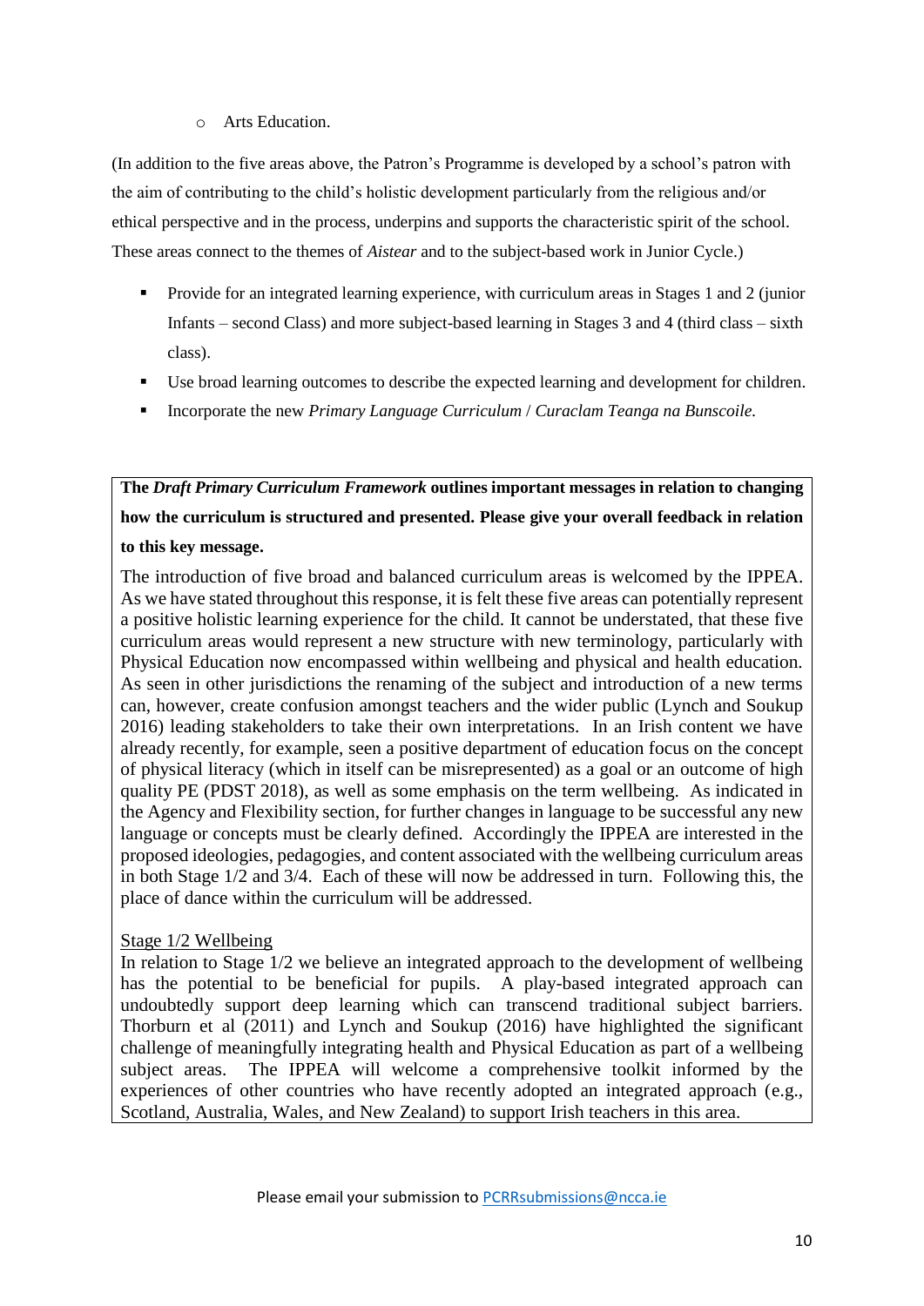- Arts Education.

(In addition to the five areas above, the Patron's Programme is developed by a school's patron with the aim of contributing to the child's holistic development particularly from the religious and/or ethical perspective and in the process, underpins and supports the characteristic spirit of the school. These areas connect to the themes of *Aistear* and to the subject-based work in Junior Cycle.)

- Provide for an integrated learning experience, with curriculum areas in Stages 1 and 2 (junior Infants – second Class) and more subject-based learning in Stages 3 and 4 (third class – sixth class).
- Use broad learning outcomes to describe the expected learning and development for children.
- Incorporate the new *Primary Language Curriculum* / *Curaclam Teanga na Bunscoile.*

**The *Draft Primary Curriculum Framework* outlines important messages in relation to changing how the curriculum is structured and presented. Please give your overall feedback in relation to this key message.**

The introduction of five broad and balanced curriculum areas is welcomed by the IPPEA. As we have stated throughout this response, it is felt these five areas can potentially represent a positive holistic learning experience for the child. It cannot be understated, that these five curriculum areas would represent a new structure with new terminology, particularly with Physical Education now encompassed within wellbeing and physical and health education. As seen in other jurisdictions the renaming of the subject and introduction of a new terms can, however, create confusion amongst teachers and the wider public (Lynch and Soukup 2016) leading stakeholders to take their own interpretations. In an Irish content we have already recently, for example, seen a positive department of education focus on the concept of physical literacy (which in itself can be misrepresented) as a goal or an outcome of high quality PE (PDST 2018), as well as some emphasis on the term wellbeing. As indicated in the Agency and Flexibility section, for further changes in language to be successful any new language or concepts must be clearly defined. Accordingly the IPPEA are interested in the proposed ideologies, pedagogies, and content associated with the wellbeing curriculum areas in both Stage 1/2 and 3/4. Each of these will now be addressed in turn. Following this, the place of dance within the curriculum will be addressed.

<u>Stage 1/2 Wellbeing</u>

In relation to Stage 1/2 we believe an integrated approach to the development of wellbeing has the potential to be beneficial for pupils. A play-based integrated approach can undoubtedly support deep learning which can transcend traditional subject barriers. Thorburn et al (2011) and Lynch and Soukup (2016) have highlighted the significant challenge of meaningfully integrating health and Physical Education as part of a wellbeing subject areas. The IPPEA will welcome a comprehensive toolkit informed by the experiences of other countries who have recently adopted an integrated approach (e.g., Scotland, Australia, Wales, and New Zealand) to support Irish teachers in this area.

Please email your submission to PCRRsubmissions@ncca.ie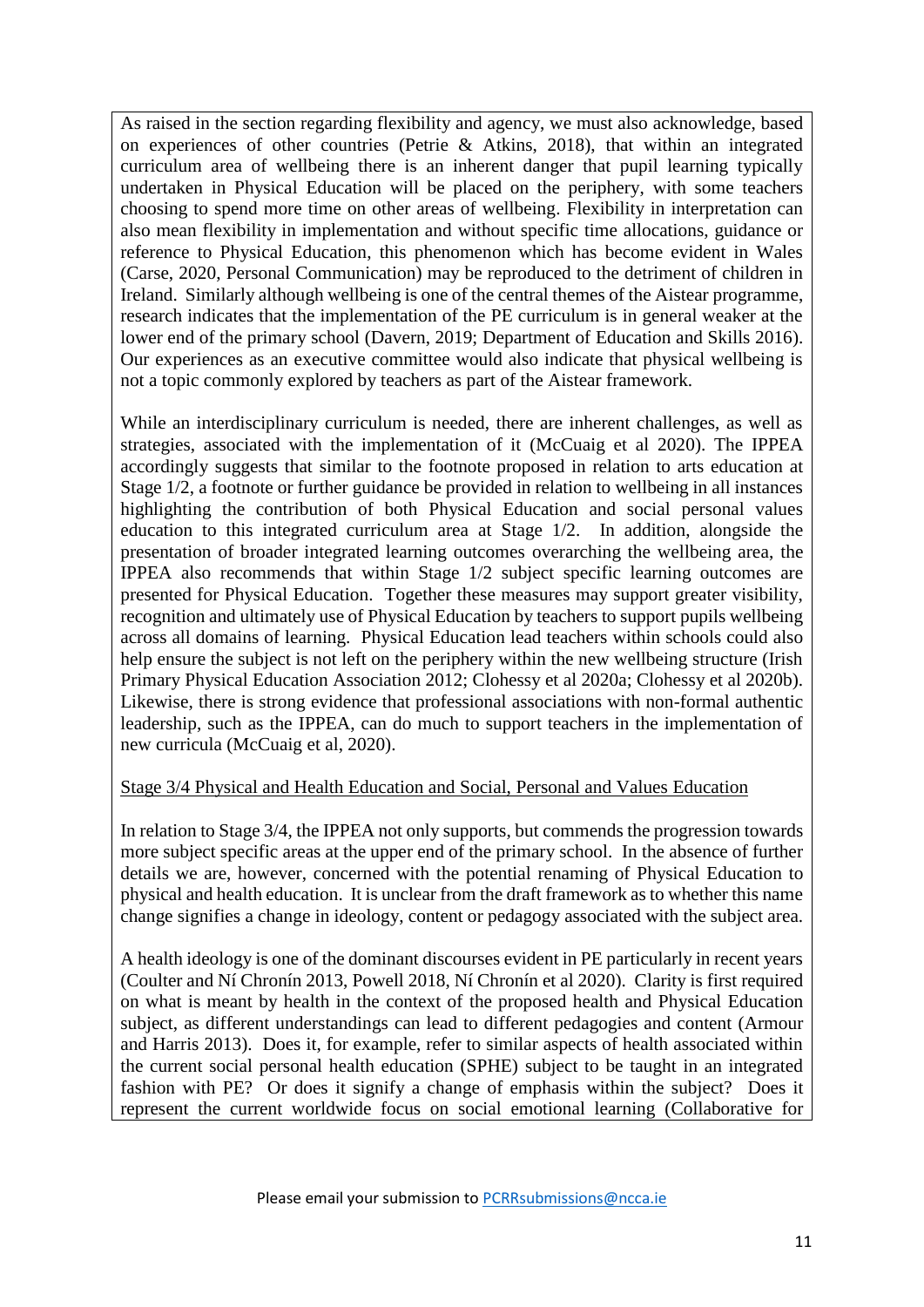As raised in the section regarding flexibility and agency, we must also acknowledge, based on experiences of other countries (Petrie & Atkins, 2018), that within an integrated curriculum area of wellbeing there is an inherent danger that pupil learning typically undertaken in Physical Education will be placed on the periphery, with some teachers choosing to spend more time on other areas of wellbeing. Flexibility in interpretation can also mean flexibility in implementation and without specific time allocations, guidance or reference to Physical Education, this phenomenon which has become evident in Wales (Carse, 2020, Personal Communication) may be reproduced to the detriment of children in Ireland. Similarly although wellbeing is one of the central themes of the Aistear programme, research indicates that the implementation of the PE curriculum is in general weaker at the lower end of the primary school (Davern, 2019; Department of Education and Skills 2016). Our experiences as an executive committee would also indicate that physical wellbeing is not a topic commonly explored by teachers as part of the Aistear framework.

While an interdisciplinary curriculum is needed, there are inherent challenges, as well as strategies, associated with the implementation of it (McCuaig et al 2020). The IPPEA accordingly suggests that similar to the footnote proposed in relation to arts education at Stage 1/2, a footnote or further guidance be provided in relation to wellbeing in all instances highlighting the contribution of both Physical Education and social personal values education to this integrated curriculum area at Stage 1/2. In addition, alongside the presentation of broader integrated learning outcomes overarching the wellbeing area, the IPPEA also recommends that within Stage 1/2 subject specific learning outcomes are presented for Physical Education. Together these measures may support greater visibility, recognition and ultimately use of Physical Education by teachers to support pupils wellbeing across all domains of learning. Physical Education lead teachers within schools could also help ensure the subject is not left on the periphery within the new wellbeing structure (Irish Primary Physical Education Association 2012; Clohessy et al 2020a; Clohessy et al 2020b). Likewise, there is strong evidence that professional associations with non-formal authentic leadership, such as the IPPEA, can do much to support teachers in the implementation of new curricula (McCuaig et al, 2020).

Stage 3/4 Physical and Health Education and Social, Personal and Values Education

In relation to Stage 3/4, the IPPEA not only supports, but commends the progression towards more subject specific areas at the upper end of the primary school. In the absence of further details we are, however, concerned with the potential renaming of Physical Education to physical and health education. It is unclear from the draft framework as to whether this name change signifies a change in ideology, content or pedagogy associated with the subject area.

A health ideology is one of the dominant discourses evident in PE particularly in recent years (Coulter and Ní Chronín 2013, Powell 2018, Ní Chronín et al 2020). Clarity is first required on what is meant by health in the context of the proposed health and Physical Education subject, as different understandings can lead to different pedagogies and content (Armour and Harris 2013). Does it, for example, refer to similar aspects of health associated within the current social personal health education (SPHE) subject to be taught in an integrated fashion with PE? Or does it signify a change of emphasis within the subject? Does it represent the current worldwide focus on social emotional learning (Collaborative for

Please email your submission to PCRRsubmissions@ncca.ie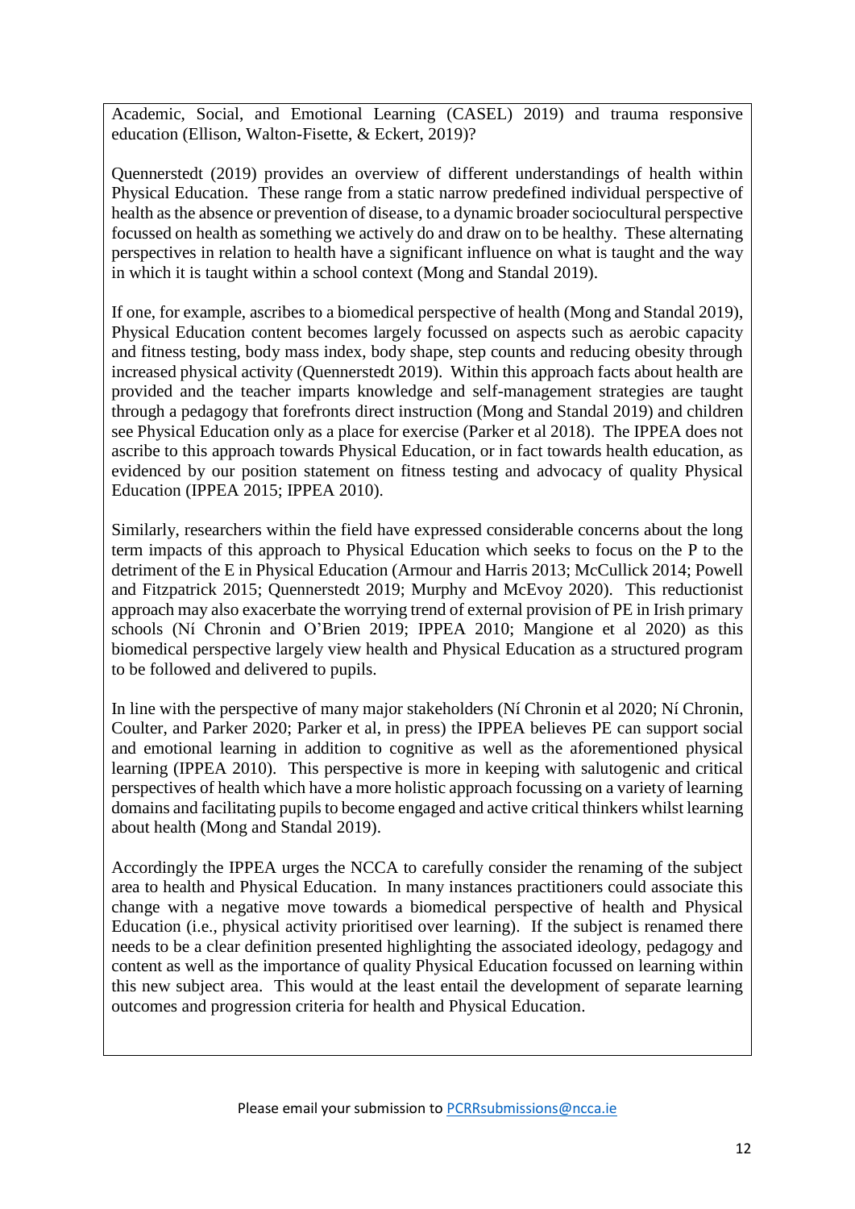Academic, Social, and Emotional Learning (CASEL) 2019) and trauma responsive education (Ellison, Walton-Fisette, & Eckert, 2019)?

Quennerstedt (2019) provides an overview of different understandings of health within Physical Education. These range from a static narrow predefined individual perspective of health as the absence or prevention of disease, to a dynamic broader sociocultural perspective focussed on health as something we actively do and draw on to be healthy. These alternating perspectives in relation to health have a significant influence on what is taught and the way in which it is taught within a school context (Mong and Standal 2019).

If one, for example, ascribes to a biomedical perspective of health (Mong and Standal 2019), Physical Education content becomes largely focussed on aspects such as aerobic capacity and fitness testing, body mass index, body shape, step counts and reducing obesity through increased physical activity (Quennerstedt 2019). Within this approach facts about health are provided and the teacher imparts knowledge and self-management strategies are taught through a pedagogy that forefronts direct instruction (Mong and Standal 2019) and children see Physical Education only as a place for exercise (Parker et al 2018). The IPPEA does not ascribe to this approach towards Physical Education, or in fact towards health education, as evidenced by our position statement on fitness testing and advocacy of quality Physical Education (IPPEA 2015; IPPEA 2010).

Similarly, researchers within the field have expressed considerable concerns about the long term impacts of this approach to Physical Education which seeks to focus on the P to the detriment of the E in Physical Education (Armour and Harris 2013; McCullick 2014; Powell and Fitzpatrick 2015; Quennerstedt 2019; Murphy and McEvoy 2020). This reductionist approach may also exacerbate the worrying trend of external provision of PE in Irish primary schools (Ní Chronin and O'Brien 2019; IPPEA 2010; Mangione et al 2020) as this biomedical perspective largely view health and Physical Education as a structured program to be followed and delivered to pupils.

In line with the perspective of many major stakeholders (Ní Chronin et al 2020; Ní Chronin, Coulter, and Parker 2020; Parker et al, in press) the IPPEA believes PE can support social and emotional learning in addition to cognitive as well as the aforementioned physical learning (IPPEA 2010). This perspective is more in keeping with salutogenic and critical perspectives of health which have a more holistic approach focussing on a variety of learning domains and facilitating pupils to become engaged and active critical thinkers whilst learning about health (Mong and Standal 2019).

Accordingly the IPPEA urges the NCCA to carefully consider the renaming of the subject area to health and Physical Education. In many instances practitioners could associate this change with a negative move towards a biomedical perspective of health and Physical Education (i.e., physical activity prioritised over learning). If the subject is renamed there needs to be a clear definition presented highlighting the associated ideology, pedagogy and content as well as the importance of quality Physical Education focussed on learning within this new subject area. This would at the least entail the development of separate learning outcomes and progression criteria for health and Physical Education.

Please email your submission to PCRRsubmissions@ncca.ie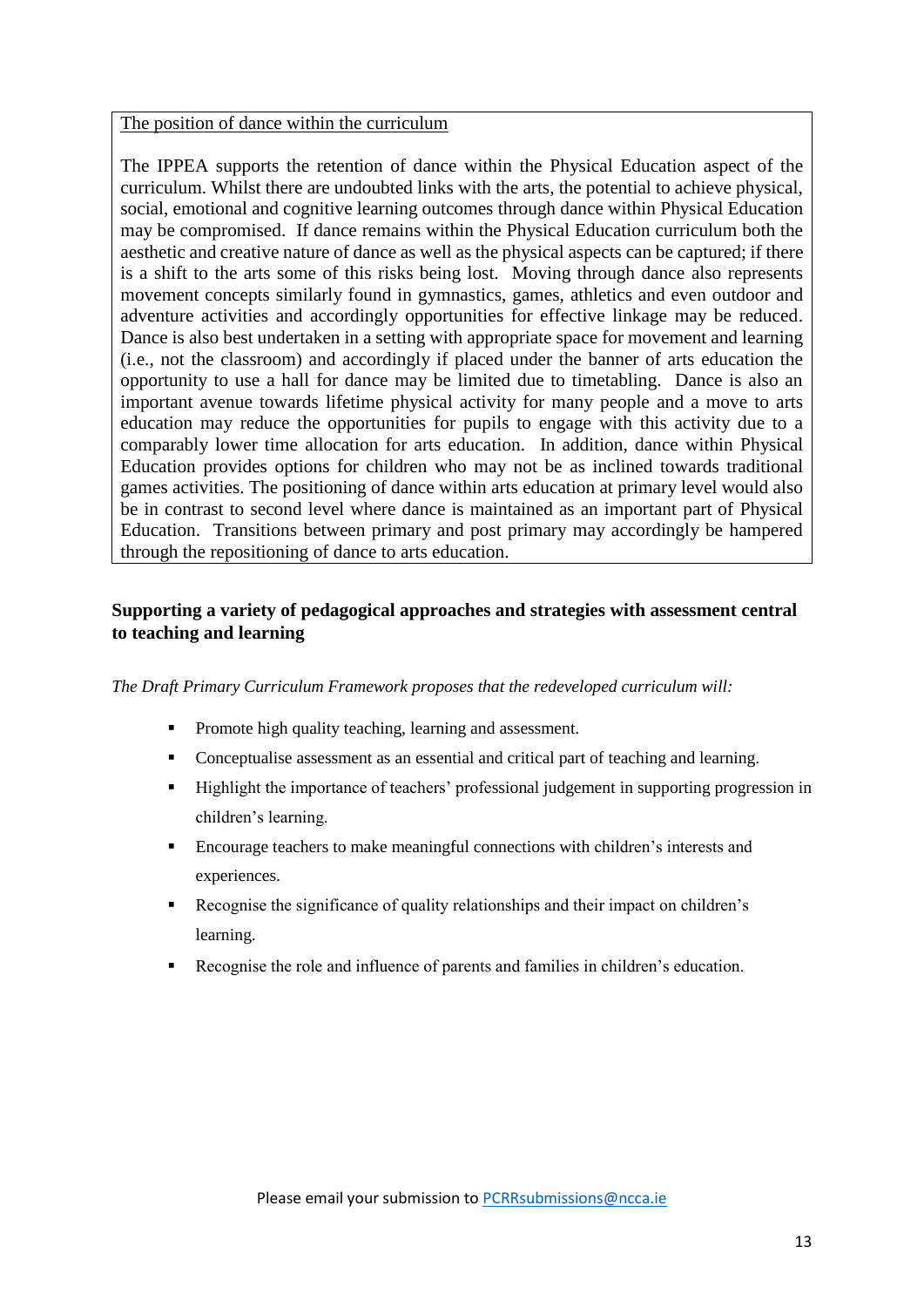The position of dance within the curriculum

The IPPEA supports the retention of dance within the Physical Education aspect of the curriculum. Whilst there are undoubted links with the arts, the potential to achieve physical, social, emotional and cognitive learning outcomes through dance within Physical Education may be compromised. If dance remains within the Physical Education curriculum both the aesthetic and creative nature of dance as well as the physical aspects can be captured; if there is a shift to the arts some of this risks being lost. Moving through dance also represents movement concepts similarly found in gymnastics, games, athletics and even outdoor and adventure activities and accordingly opportunities for effective linkage may be reduced. Dance is also best undertaken in a setting with appropriate space for movement and learning (i.e., not the classroom) and accordingly if placed under the banner of arts education the opportunity to use a hall for dance may be limited due to timetabling. Dance is also an important avenue towards lifetime physical activity for many people and a move to arts education may reduce the opportunities for pupils to engage with this activity due to a comparably lower time allocation for arts education. In addition, dance within Physical Education provides options for children who may not be as inclined towards traditional games activities. The positioning of dance within arts education at primary level would also be in contrast to second level where dance is maintained as an important part of Physical Education. Transitions between primary and post primary may accordingly be hampered through the repositioning of dance to arts education.

## Supporting a variety of pedagogical approaches and strategies with assessment central to teaching and learning

*The Draft Primary Curriculum Framework proposes that the redeveloped curriculum will:*

- Promote high quality teaching, learning and assessment.
- Conceptualise assessment as an essential and critical part of teaching and learning.
- Highlight the importance of teachers' professional judgement in supporting progression in children's learning.
- Encourage teachers to make meaningful connections with children's interests and experiences.
- Recognise the significance of quality relationships and their impact on children's learning.
- Recognise the role and influence of parents and families in children's education.

Please email your submission to PCRRsubmissions@ncca.ie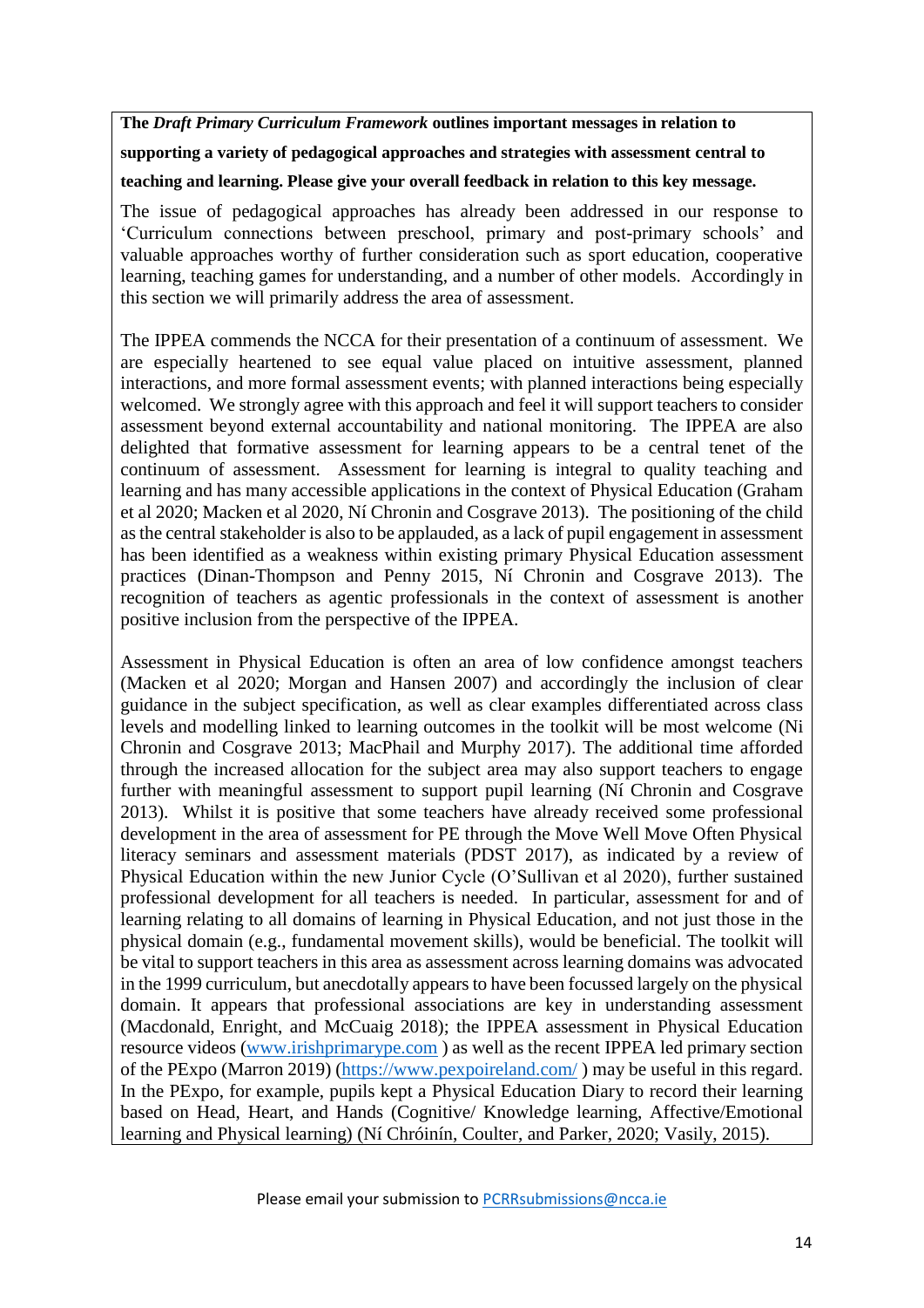**The *Draft Primary Curriculum Framework* outlines important messages in relation to supporting a variety of pedagogical approaches and strategies with assessment central to teaching and learning. Please give your overall feedback in relation to this key message.**

The issue of pedagogical approaches has already been addressed in our response to 'Curriculum connections between preschool, primary and post-primary schools' and valuable approaches worthy of further consideration such as sport education, cooperative learning, teaching games for understanding, and a number of other models. Accordingly in this section we will primarily address the area of assessment.

The IPPEA commends the NCCA for their presentation of a continuum of assessment. We are especially heartened to see equal value placed on intuitive assessment, planned interactions, and more formal assessment events; with planned interactions being especially welcomed. We strongly agree with this approach and feel it will support teachers to consider assessment beyond external accountability and national monitoring. The IPPEA are also delighted that formative assessment for learning appears to be a central tenet of the continuum of assessment. Assessment for learning is integral to quality teaching and learning and has many accessible applications in the context of Physical Education (Graham et al 2020; Macken et al 2020, Ní Chronin and Cosgrave 2013). The positioning of the child as the central stakeholder is also to be applauded, as a lack of pupil engagement in assessment has been identified as a weakness within existing primary Physical Education assessment practices (Dinan-Thompson and Penny 2015, Ní Chronin and Cosgrave 2013). The recognition of teachers as agentic professionals in the context of assessment is another positive inclusion from the perspective of the IPPEA.

Assessment in Physical Education is often an area of low confidence amongst teachers (Macken et al 2020; Morgan and Hansen 2007) and accordingly the inclusion of clear guidance in the subject specification, as well as clear examples differentiated across class levels and modelling linked to learning outcomes in the toolkit will be most welcome (Ni Chronin and Cosgrave 2013; MacPhail and Murphy 2017). The additional time afforded through the increased allocation for the subject area may also support teachers to engage further with meaningful assessment to support pupil learning (Ní Chronin and Cosgrave 2013). Whilst it is positive that some teachers have already received some professional development in the area of assessment for PE through the Move Well Move Often Physical literacy seminars and assessment materials (PDST 2017), as indicated by a review of Physical Education within the new Junior Cycle (O'Sullivan et al 2020), further sustained professional development for all teachers is needed. In particular, assessment for and of learning relating to all domains of learning in Physical Education, and not just those in the physical domain (e.g., fundamental movement skills), would be beneficial. The toolkit will be vital to support teachers in this area as assessment across learning domains was advocated in the 1999 curriculum, but anecdotally appears to have been focussed largely on the physical domain. It appears that professional associations are key in understanding assessment (Macdonald, Enright, and McCuaig 2018); the IPPEA assessment in Physical Education resource videos ([www.irishprimarype.com](www.irishprimarype.com) ) as well as the recent IPPEA led primary section of the PExpo (Marron 2019) ([https://www.pexpoireland.com/](https://www.pexpoireland.com/) ) may be useful in this regard. In the PExpo, for example, pupils kept a Physical Education Diary to record their learning based on Head, Heart, and Hands (Cognitive/ Knowledge learning, Affective/Emotional learning and Physical learning) (Ní Chróinín, Coulter, and Parker, 2020; Vasily, 2015).

Please email your submission to [PCRRsubmissions@ncca.ie](mailto:PCRRsubmissions@ncca.ie)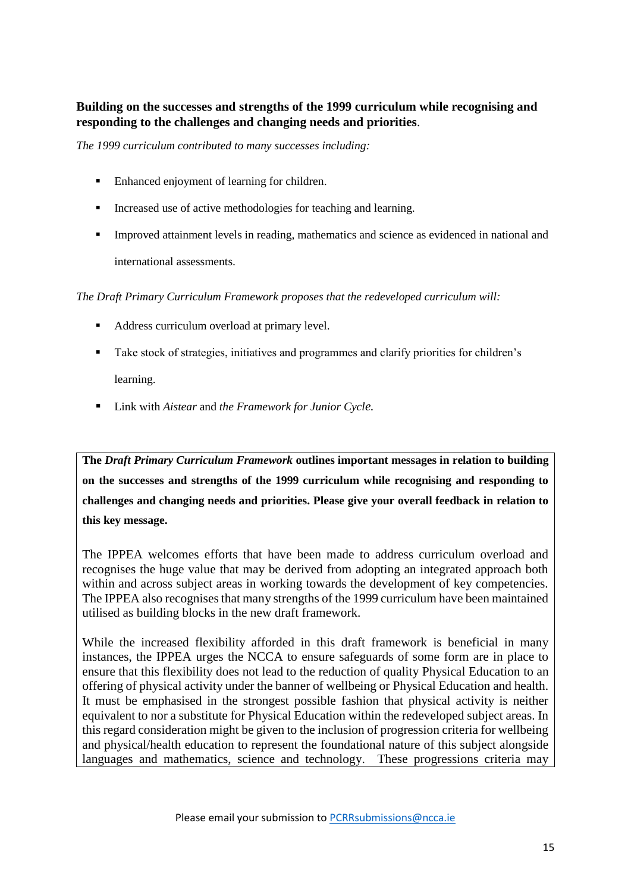**Building on the successes and strengths of the 1999 curriculum while recognising and responding to the challenges and changing needs and priorities**.

*The 1999 curriculum contributed to many successes including:*

- Enhanced enjoyment of learning for children.
- Increased use of active methodologies for teaching and learning.
- Improved attainment levels in reading, mathematics and science as evidenced in national and international assessments.

*The Draft Primary Curriculum Framework proposes that the redeveloped curriculum will:*

- Address curriculum overload at primary level.
- Take stock of strategies, initiatives and programmes and clarify priorities for children's learning.
- Link with *Aistear* and *the Framework for Junior Cycle.*

**The *Draft Primary Curriculum Framework* outlines important messages in relation to building on the successes and strengths of the 1999 curriculum while recognising and responding to challenges and changing needs and priorities. Please give your overall feedback in relation to this key message.**

The IPPEA welcomes efforts that have been made to address curriculum overload and recognises the huge value that may be derived from adopting an integrated approach both within and across subject areas in working towards the development of key competencies. The IPPEA also recognises that many strengths of the 1999 curriculum have been maintained utilised as building blocks in the new draft framework.

While the increased flexibility afforded in this draft framework is beneficial in many instances, the IPPEA urges the NCCA to ensure safeguards of some form are in place to ensure that this flexibility does not lead to the reduction of quality Physical Education to an offering of physical activity under the banner of wellbeing or Physical Education and health. It must be emphasised in the strongest possible fashion that physical activity is neither equivalent to nor a substitute for Physical Education within the redeveloped subject areas. In this regard consideration might be given to the inclusion of progression criteria for wellbeing and physical/health education to represent the foundational nature of this subject alongside languages and mathematics, science and technology. These progressions criteria may

Please email your submission to PCRRsubmissions@ncca.ie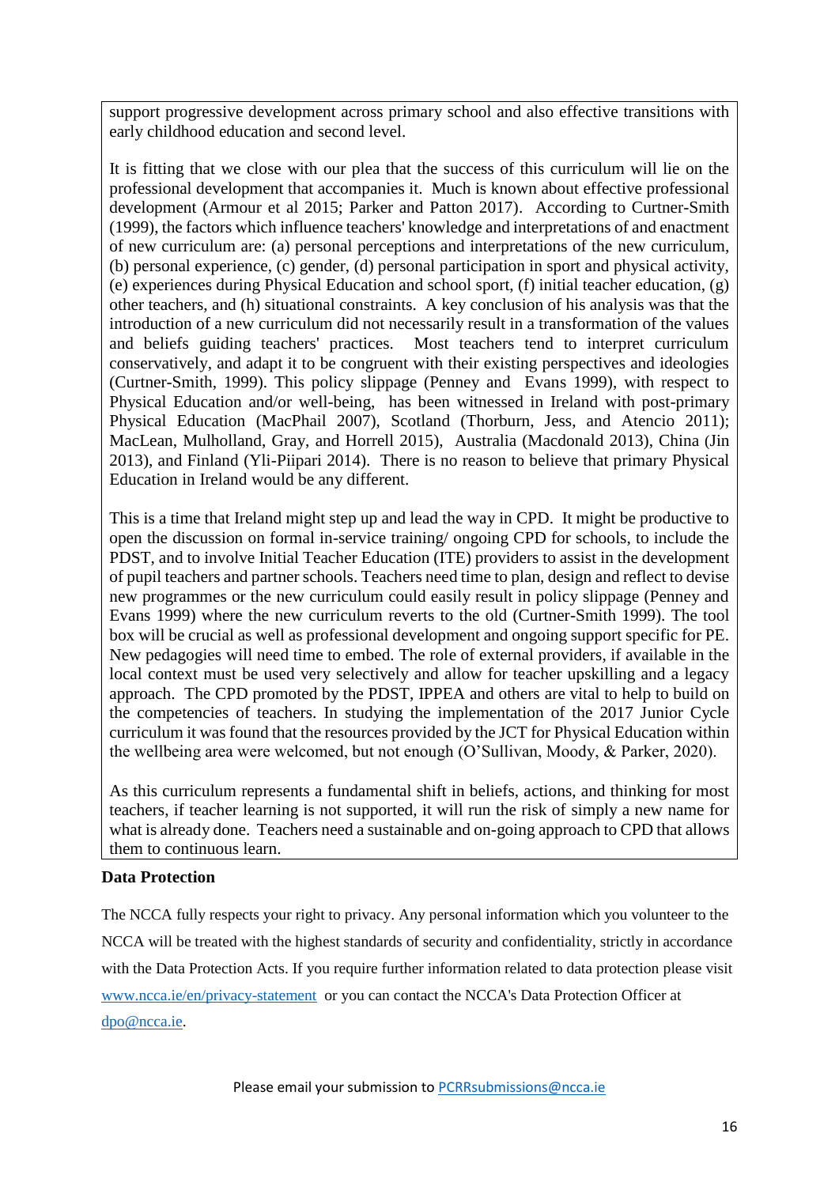support progressive development across primary school and also effective transitions with early childhood education and second level.

It is fitting that we close with our plea that the success of this curriculum will lie on the professional development that accompanies it. Much is known about effective professional development (Armour et al 2015; Parker and Patton 2017). According to Curtner-Smith (1999), the factors which influence teachers' knowledge and interpretations of and enactment of new curriculum are: (a) personal perceptions and interpretations of the new curriculum, (b) personal experience, (c) gender, (d) personal participation in sport and physical activity, (e) experiences during Physical Education and school sport, (f) initial teacher education, (g) other teachers, and (h) situational constraints. A key conclusion of his analysis was that the introduction of a new curriculum did not necessarily result in a transformation of the values and beliefs guiding teachers' practices. Most teachers tend to interpret curriculum conservatively, and adapt it to be congruent with their existing perspectives and ideologies (Curtner-Smith, 1999). This policy slippage (Penney and Evans 1999), with respect to Physical Education and/or well-being, has been witnessed in Ireland with post-primary Physical Education (MacPhail 2007), Scotland (Thorburn, Jess, and Atencio 2011); MacLean, Mulholland, Gray, and Horrell 2015), Australia (Macdonald 2013), China (Jin 2013), and Finland (Yli-Piipari 2014). There is no reason to believe that primary Physical Education in Ireland would be any different.

This is a time that Ireland might step up and lead the way in CPD. It might be productive to open the discussion on formal in-service training/ ongoing CPD for schools, to include the PDST, and to involve Initial Teacher Education (ITE) providers to assist in the development of pupil teachers and partner schools. Teachers need time to plan, design and reflect to devise new programmes or the new curriculum could easily result in policy slippage (Penney and Evans 1999) where the new curriculum reverts to the old (Curtner-Smith 1999). The tool box will be crucial as well as professional development and ongoing support specific for PE. New pedagogies will need time to embed. The role of external providers, if available in the local context must be used very selectively and allow for teacher upskilling and a legacy approach. The CPD promoted by the PDST, IPPEA and others are vital to help to build on the competencies of teachers. In studying the implementation of the 2017 Junior Cycle curriculum it was found that the resources provided by the JCT for Physical Education within the wellbeing area were welcomed, but not enough (O'Sullivan, Moody, & Parker, 2020).

As this curriculum represents a fundamental shift in beliefs, actions, and thinking for most teachers, if teacher learning is not supported, it will run the risk of simply a new name for what is already done. Teachers need a sustainable and on-going approach to CPD that allows them to continuous learn.

**Data Protection**

The NCCA fully respects your right to privacy. Any personal information which you volunteer to the NCCA will be treated with the highest standards of security and confidentiality, strictly in accordance with the Data Protection Acts. If you require further information related to data protection please visit [www.ncca.ie/en/privacy-statement](www.ncca.ie/en/privacy-statement) or you can contact the NCCA's Data Protection Officer at [dpo@ncca.ie](mailto:dpo@ncca.ie).

Please email your submission to [PCRRsubmissions@ncca.ie](mailto:PCRRsubmissions@ncca.ie)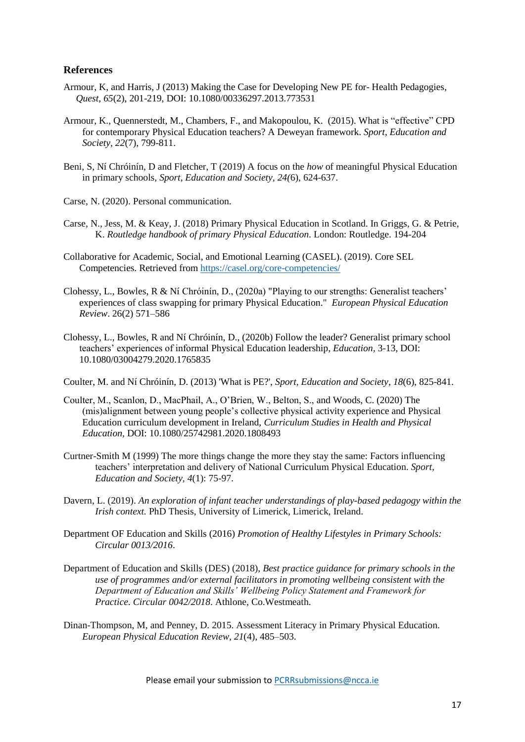## References

Armour, K, and Harris, J (2013) Making the Case for Developing New PE for- Health Pedagogies, *Quest, 65*(2), 201-219, DOI: 10.1080/00336297.2013.773531

Armour, K., Quennerstedt, M., Chambers, F., and Makopoulou, K. (2015). What is "effective" CPD for contemporary Physical Education teachers? A Deweyan framework. *Sport, Education and Society, 22*(7), 799-811.

Beni, S, Ní Chróinín, D and Fletcher, T (2019) A focus on the *how* of meaningful Physical Education in primary schools, *Sport, Education and Society, 24(*6), 624-637.

Carse, N. (2020). Personal communication.

Carse, N., Jess, M. & Keay, J. (2018) Primary Physical Education in Scotland. In Griggs, G. & Petrie, K. *Routledge handbook of primary Physical Education*. London: Routledge. 194-204

Collaborative for Academic, Social, and Emotional Learning (CASEL). (2019). Core SEL Competencies. Retrieved from https://casel.org/core-competencies/

Clohessy, L., Bowles, R & Ní Chróinín, D., (2020a) "Playing to our strengths: Generalist teachers' experiences of class swapping for primary Physical Education." *European Physical Education Review*. 26(2) 571–586

Clohessy, L., Bowles, R and Ní Chróinín, D., (2020b) Follow the leader? Generalist primary school teachers' experiences of informal Physical Education leadership, *Education*, 3-13, DOI: 10.1080/03004279.2020.1765835

Coulter, M. and Ní Chróinín, D. (2013) 'What is PE?', *Sport, Education and Society*, *18*(6), 825-841.

Coulter, M., Scanlon, D., MacPhail, A., O'Brien, W., Belton, S., and Woods, C. (2020) The (mis)alignment between young people's collective physical activity experience and Physical Education curriculum development in Ireland, *Curriculum Studies in Health and Physical Education*, DOI: 10.1080/25742981.2020.1808493

Curtner-Smith M (1999) The more things change the more they stay the same: Factors influencing teachers' interpretation and delivery of National Curriculum Physical Education. *Sport, Education and Society*, *4*(1): 75-97.

Davern, L. (2019). *An exploration of infant teacher understandings of play-based pedagogy within the Irish context.* PhD Thesis, University of Limerick, Limerick, Ireland.

Department OF Education and Skills (2016) *Promotion of Healthy Lifestyles in Primary Schools: Circular 0013/2016*.

Department of Education and Skills (DES) (2018), *Best practice guidance for primary schools in the use of programmes and/or external facilitators in promoting wellbeing consistent with the Department of Education and Skills' Wellbeing Policy Statement and Framework for Practice*. *Circular 0042/2018*. Athlone, Co.Westmeath.

Dinan-Thompson, M, and Penney, D. 2015. Assessment Literacy in Primary Physical Education. *European Physical Education Review, 21*(4), 485–503.

Please email your submission to PCRRsubmissions@ncca.ie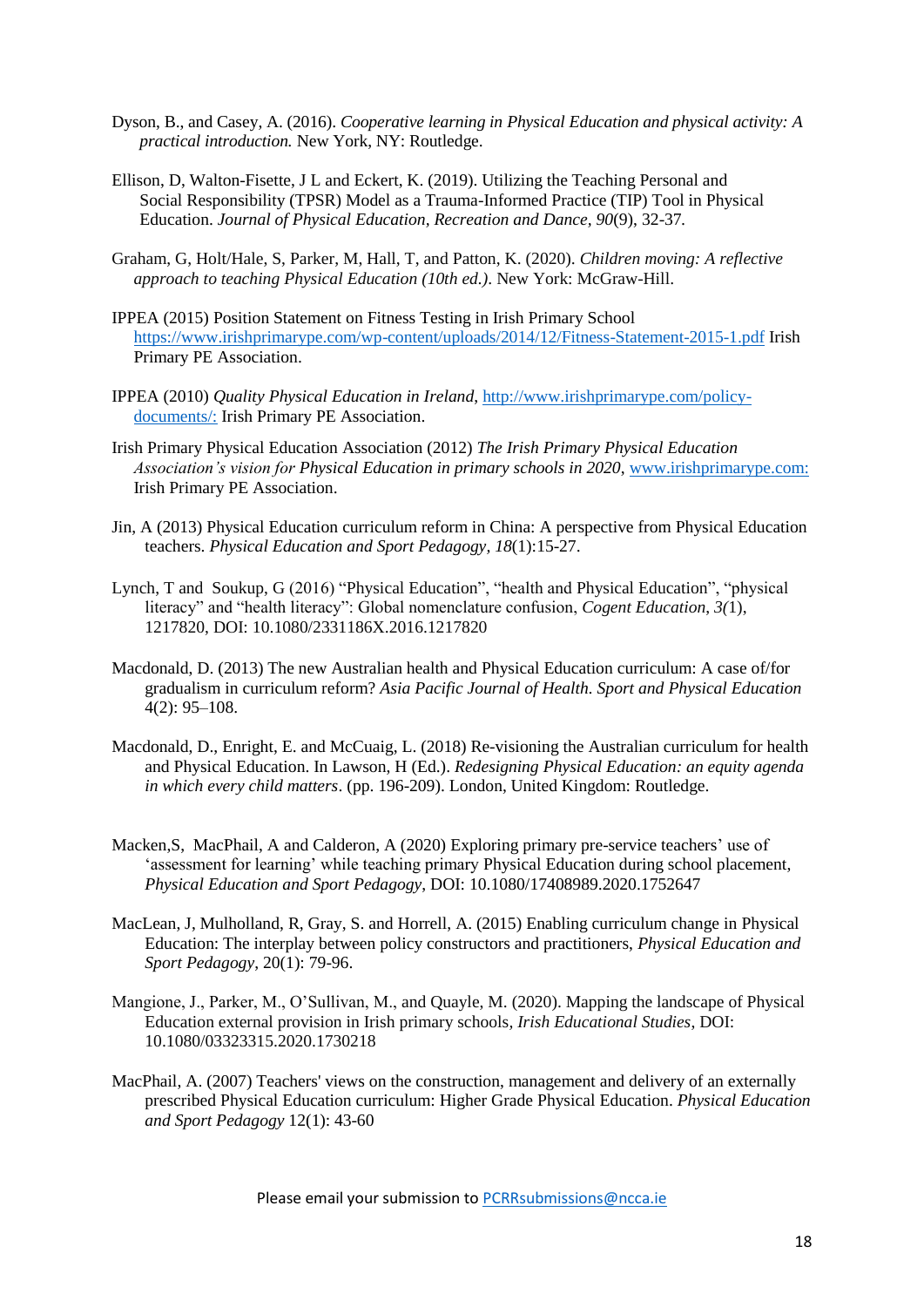Dyson, B., and Casey, A. (2016). *Cooperative learning in Physical Education and physical activity: A practical introduction.* New York, NY: Routledge.

Ellison, D, Walton-Fisette, J L and Eckert, K. (2019). Utilizing the Teaching Personal and Social Responsibility (TPSR) Model as a Trauma-Informed Practice (TIP) Tool in Physical Education. *Journal of Physical Education, Recreation and Dance, 90*(9), 32-37.

Graham, G, Holt/Hale, S, Parker, M, Hall, T, and Patton, K. (2020). *Children moving: A reflective approach to teaching Physical Education (10th ed.).* New York: McGraw-Hill.

IPPEA (2015) Position Statement on Fitness Testing in Irish Primary School https://www.irishprimarype.com/wp-content/uploads/2014/12/Fitness-Statement-2015-1.pdf Irish Primary PE Association.

IPPEA (2010) *Quality Physical Education in Ireland*, http://www.irishprimarype.com/policy-documents/: Irish Primary PE Association.

Irish Primary Physical Education Association (2012) *The Irish Primary Physical Education Association's vision for Physical Education in primary schools in 2020*, www.irishprimarype.com: Irish Primary PE Association.

Jin, A (2013) Physical Education curriculum reform in China: A perspective from Physical Education teachers. *Physical Education and Sport Pedagogy, 18*(1):15-27.

Lynch, T and Soukup, G (2016) "Physical Education", "health and Physical Education", "physical literacy" and "health literacy": Global nomenclature confusion, *Cogent Education, 3(*1), 1217820, DOI: 10.1080/2331186X.2016.1217820

Macdonald, D. (2013) The new Australian health and Physical Education curriculum: A case of/for gradualism in curriculum reform? *Asia Pacific Journal of Health. Sport and Physical Education* 4(2): 95–108.

Macdonald, D., Enright, E. and McCuaig, L. (2018) Re-visioning the Australian curriculum for health and Physical Education. In Lawson, H (Ed.). *Redesigning Physical Education: an equity agenda in which every child matters*. (pp. 196-209). London, United Kingdom: Routledge.

Macken,S, MacPhail, A and Calderon, A (2020) Exploring primary pre-service teachers' use of 'assessment for learning' while teaching primary Physical Education during school placement, *Physical Education and Sport Pedagogy*, DOI: 10.1080/17408989.2020.1752647

MacLean, J, Mulholland, R, Gray, S. and Horrell, A. (2015) Enabling curriculum change in Physical Education: The interplay between policy constructors and practitioners, *Physical Education and Sport Pedagogy*, 20(1): 79-96.

Mangione, J., Parker, M., O'Sullivan, M., and Quayle, M. (2020). Mapping the landscape of Physical Education external provision in Irish primary schools, *Irish Educational Studies*, DOI: 10.1080/03323315.2020.1730218

MacPhail, A. (2007) Teachers' views on the construction, management and delivery of an externally prescribed Physical Education curriculum: Higher Grade Physical Education. *Physical Education and Sport Pedagogy* 12(1): 43-60

Please email your submission to PCRRsubmissions@ncca.ie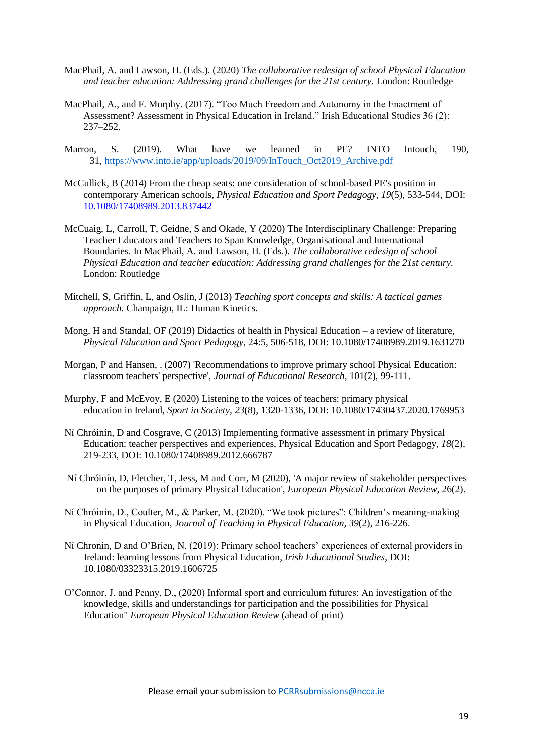MacPhail, A. and Lawson, H. (Eds.). (2020) *The collaborative redesign of school Physical Education and teacher education: Addressing grand challenges for the 21st century.* London: Routledge

MacPhail, A., and F. Murphy. (2017). "Too Much Freedom and Autonomy in the Enactment of Assessment? Assessment in Physical Education in Ireland." Irish Educational Studies 36 (2): 237–252.

Marron, S. (2019). What have we learned in PE? INTO Intouch, 190, 31, https://www.into.ie/app/uploads/2019/09/InTouch_Oct2019_Archive.pdf

McCullick, B (2014) From the cheap seats: one consideration of school-based PE's position in contemporary American schools, *Physical Education and Sport Pedagogy*, *19*(5), 533-544, DOI: 10.1080/17408989.2013.837442

McCuaig, L, Carroll, T, Geidne, S and Okade, Y (2020) The Interdisciplinary Challenge: Preparing Teacher Educators and Teachers to Span Knowledge, Organisational and International Boundaries. In MacPhail, A. and Lawson, H. (Eds.). *The collaborative redesign of school Physical Education and teacher education: Addressing grand challenges for the 21st century.* London: Routledge

Mitchell, S, Griffin, L, and Oslin, J (2013) *Teaching sport concepts and skills: A tactical games approach*. Champaign, IL: Human Kinetics.

Mong, H and Standal, OF (2019) Didactics of health in Physical Education – a review of literature, *Physical Education and Sport Pedagogy*, 24:5, 506-518, DOI: 10.1080/17408989.2019.1631270

Morgan, P and Hansen, . (2007) 'Recommendations to improve primary school Physical Education: classroom teachers' perspective', *Journal of Educational Research*, 101(2), 99-111.

Murphy, F and McEvoy, E (2020) Listening to the voices of teachers: primary physical education in Ireland, *Sport in Society*, *23*(8), 1320-1336, DOI: 10.1080/17430437.2020.1769953

Ní Chróinín, D and Cosgrave, C (2013) Implementing formative assessment in primary Physical Education: teacher perspectives and experiences, Physical Education and Sport Pedagogy, *18*(2), 219-233, DOI: 10.1080/17408989.2012.666787

Ní Chróinín, D, Fletcher, T, Jess, M and Corr, M (2020), 'A major review of stakeholder perspectives on the purposes of primary Physical Education', *European Physical Education Review*, 26(2).

Ní Chróinín, D., Coulter, M., & Parker, M. (2020). "We took pictures": Children's meaning-making in Physical Education, *Journal of Teaching in Physical Education, 39*(2), 216-226.

Ní Chronin, D and O'Brien, N. (2019): Primary school teachers' experiences of external providers in Ireland: learning lessons from Physical Education, *Irish Educational Studies*, DOI: 10.1080/03323315.2019.1606725

O'Connor, J. and Penny, D., (2020) Informal sport and curriculum futures: An investigation of the knowledge, skills and understandings for participation and the possibilities for Physical Education" *European Physical Education Review* (ahead of print)

Please email your submission to PCRRsubmissions@ncca.ie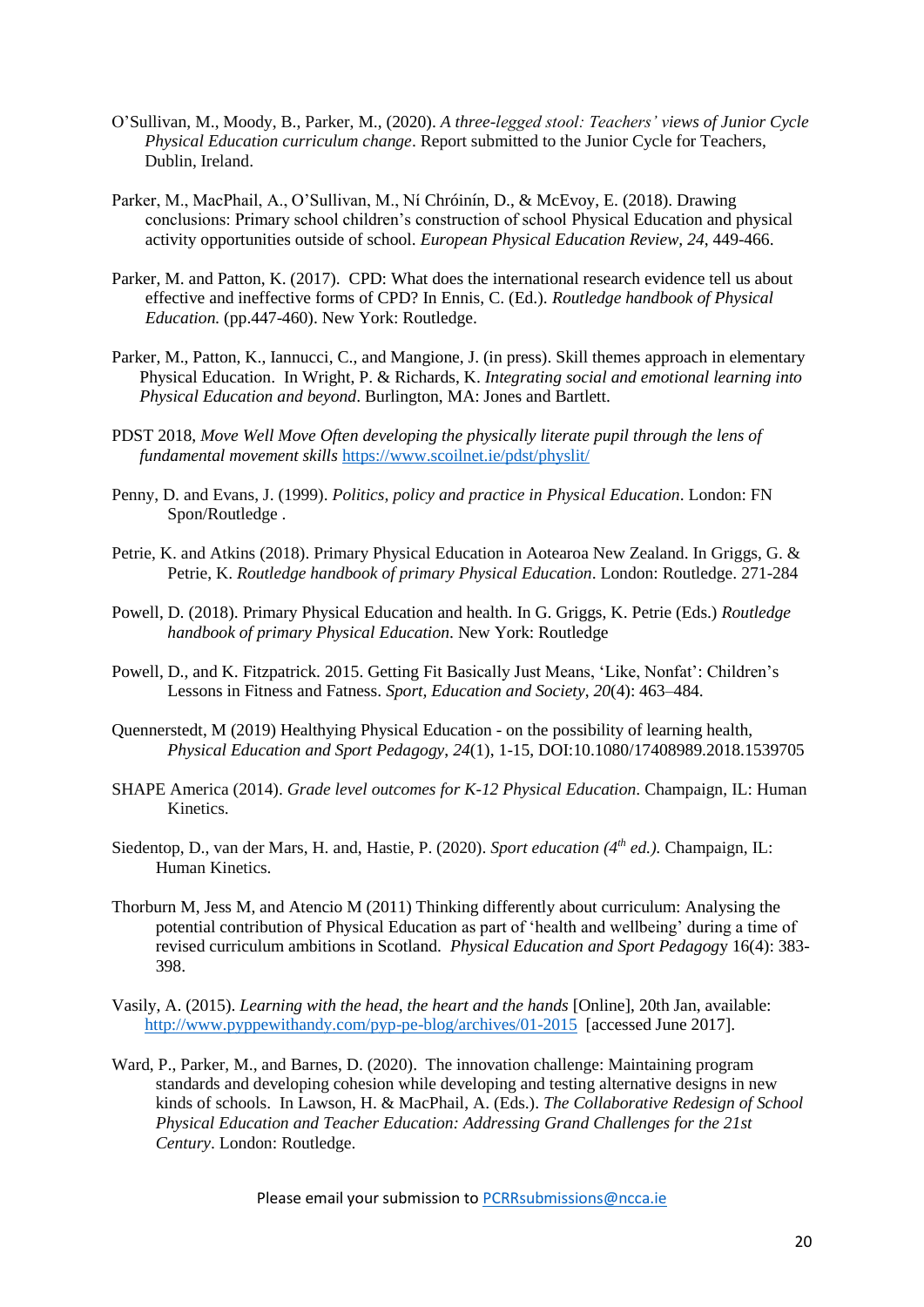O'Sullivan, M., Moody, B., Parker, M., (2020). *A three-legged stool: Teachers' views of Junior Cycle Physical Education curriculum change*. Report submitted to the Junior Cycle for Teachers, Dublin, Ireland.

Parker, M., MacPhail, A., O'Sullivan, M., Ní Chróinín, D., & McEvoy, E. (2018). Drawing conclusions: Primary school children's construction of school Physical Education and physical activity opportunities outside of school. *European Physical Education Review, 24*, 449-466.

Parker, M. and Patton, K. (2017). CPD: What does the international research evidence tell us about effective and ineffective forms of CPD? In Ennis, C. (Ed.). *Routledge handbook of Physical Education.* (pp.447-460). New York: Routledge.

Parker, M., Patton, K., Iannucci, C., and Mangione, J. (in press). Skill themes approach in elementary Physical Education. In Wright, P. & Richards, K. *Integrating social and emotional learning into Physical Education and beyond*. Burlington, MA: Jones and Bartlett.

PDST 2018, *Move Well Move Often developing the physically literate pupil through the lens of fundamental movement skills* https://www.scoilnet.ie/pdst/physlit/

Penny, D. and Evans, J. (1999). *Politics, policy and practice in Physical Education*. London: FN Spon/Routledge .

Petrie, K. and Atkins (2018). Primary Physical Education in Aotearoa New Zealand. In Griggs, G. & Petrie, K. *Routledge handbook of primary Physical Education*. London: Routledge. 271-284

Powell, D. (2018). Primary Physical Education and health. In G. Griggs, K. Petrie (Eds.) *Routledge handbook of primary Physical Education*. New York: Routledge

Powell, D., and K. Fitzpatrick. 2015. Getting Fit Basically Just Means, 'Like, Nonfat': Children's Lessons in Fitness and Fatness. *Sport, Education and Society, 20*(4): 463–484.

Quennerstedt, M (2019) Healthying Physical Education - on the possibility of learning health, *Physical Education and Sport Pedagogy, 24*(1), 1-15, DOI:10.1080/17408989.2018.1539705

SHAPE America (2014). *Grade level outcomes for K-12 Physical Education*. Champaign, IL: Human Kinetics.

Siedentop, D., van der Mars, H. and, Hastie, P. (2020). *Sport education (4th ed.).* Champaign, IL: Human Kinetics.

Thorburn M, Jess M, and Atencio M (2011) Thinking differently about curriculum: Analysing the potential contribution of Physical Education as part of 'health and wellbeing' during a time of revised curriculum ambitions in Scotland. *Physical Education and Sport Pedagogy* 16(4): 383-398.

Vasily, A. (2015). *Learning with the head, the heart and the hands* [Online], 20th Jan, available: http://www.pyppewithandy.com/pyp-pe-blog/archives/01-2015 [accessed June 2017].

Ward, P., Parker, M., and Barnes, D. (2020). The innovation challenge: Maintaining program standards and developing cohesion while developing and testing alternative designs in new kinds of schools. In Lawson, H. & MacPhail, A. (Eds.). *The Collaborative Redesign of School Physical Education and Teacher Education: Addressing Grand Challenges for the 21st Century*. London: Routledge.

Please email your submission to PCRRsubmissions@ncca.ie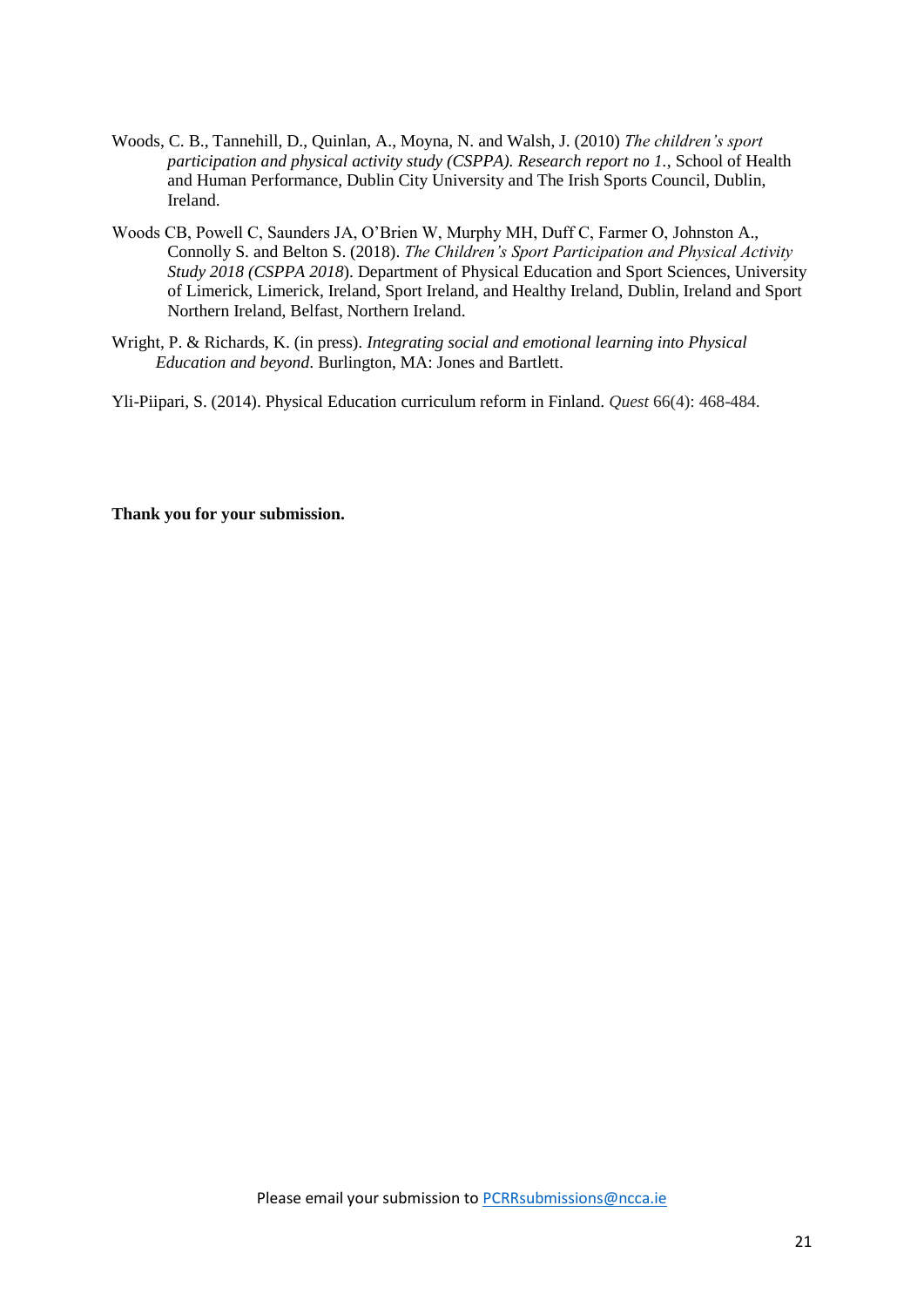Woods, C. B., Tannehill, D., Quinlan, A., Moyna, N. and Walsh, J. (2010) *The children's sport participation and physical activity study (CSPPA). Research report no 1.*, School of Health and Human Performance, Dublin City University and The Irish Sports Council, Dublin, Ireland.

Woods CB, Powell C, Saunders JA, O'Brien W, Murphy MH, Duff C, Farmer O, Johnston A., Connolly S. and Belton S. (2018). *The Children's Sport Participation and Physical Activity Study 2018 (CSPPA 2018*). Department of Physical Education and Sport Sciences, University of Limerick, Limerick, Ireland, Sport Ireland, and Healthy Ireland, Dublin, Ireland and Sport Northern Ireland, Belfast, Northern Ireland.

Wright, P. & Richards, K. (in press). *Integrating social and emotional learning into Physical Education and beyond*. Burlington, MA: Jones and Bartlett.

Yli-Piipari, S. (2014). Physical Education curriculum reform in Finland. *Quest* 66(4): 468-484.

**Thank you for your submission.**

Please email your submission to PCRRsubmissions@ncca.ie